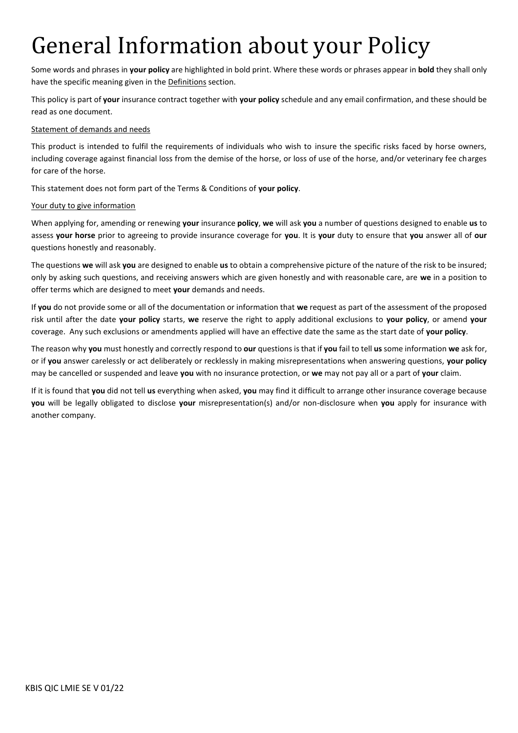# General Information about your Policy

Some words and phrases in **your policy** are highlighted in bold print. Where these words or phrases appear in **bold** they shall only have the specific meaning given in the Definitions section.

This policy is part of **your** insurance contract together with **your policy** schedule and any email confirmation, and these should be read as one document.

Statement of demands and needs

This product is intended to fulfil the requirements of individuals who wish to insure the specific risks faced by horse owners, including coverage against financial loss from the demise of the horse, or loss of use of the horse, and/or veterinary fee charges for care of the horse.

This statement does not form part of the Terms & Conditions of **your policy**.

Your duty to give information

When applying for, amending or renewing **your** insurance **policy**, **we** will ask **you** a number of questions designed to enable **us** to assess **your horse** prior to agreeing to provide insurance coverage for **you**. It is **your** duty to ensure that **you** answer all of **our** questions honestly and reasonably.

The questions **we** will ask **you** are designed to enable **us** to obtain a comprehensive picture of the nature of the risk to be insured; only by asking such questions, and receiving answers which are given honestly and with reasonable care, are **we** in a position to offer terms which are designed to meet **your** demands and needs.

If **you** do not provide some or all of the documentation or information that **we** request as part of the assessment of the proposed risk until after the date **your policy** starts, **we** reserve the right to apply additional exclusions to **your policy**, or amend **your** coverage. Any such exclusions or amendments applied will have an effective date the same as the start date of **your policy**.

The reason why **you** must honestly and correctly respond to **our** questions is that if **you** fail to tell **us** some information **we** ask for, or if **you** answer carelessly or act deliberately or recklessly in making misrepresentations when answering questions, **your policy** may be cancelled or suspended and leave **you** with no insurance protection, or **we** may not pay all or a part of **your** claim.

If it is found that **you** did not tell **us** everything when asked, **you** may find it difficult to arrange other insurance coverage because **you** will be legally obligated to disclose **your** misrepresentation(s) and/or non-disclosure when **you** apply for insurance with another company.

KBIS QIC LMIE SE V 01/22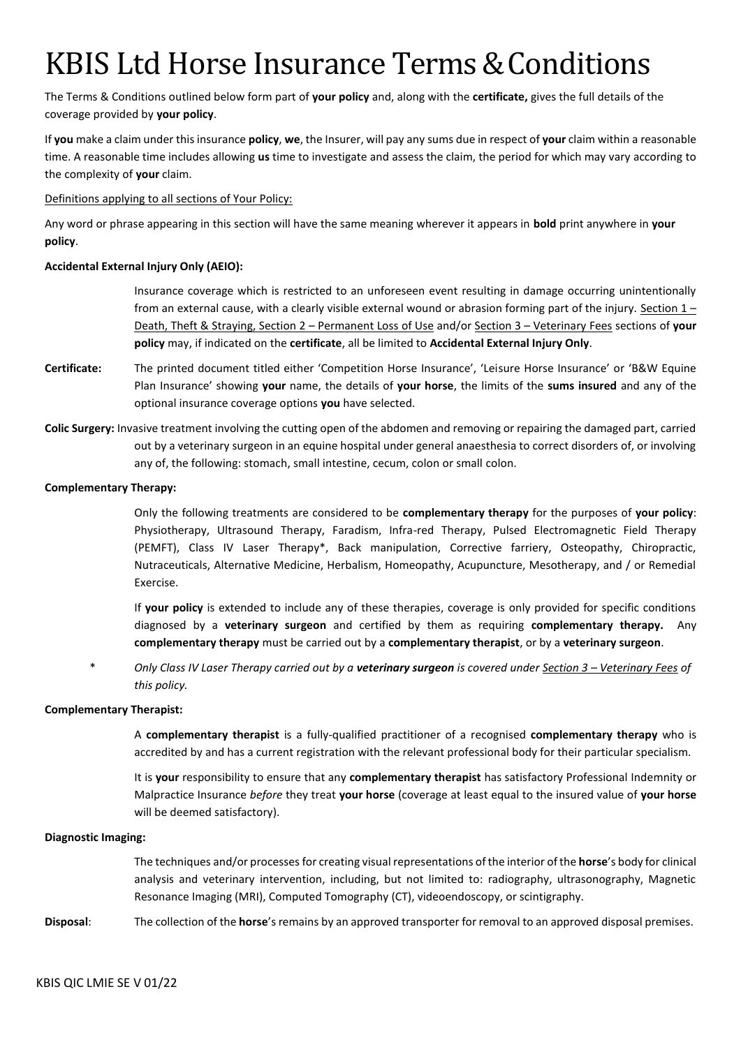# KBIS Ltd Horse Insurance Terms & Conditions

The Terms & Conditions outlined below form part of **your policy** and, along with the **certificate,** gives the full details of the coverage provided by **your policy**.

If **you** make a claim under this insurance **policy**, **we**, the Insurer, will pay any sums due in respect of **your** claim within a reasonable time. A reasonable time includes allowing **us** time to investigate and assess the claim, the period for which may vary according to the complexity of **your** claim.

Definitions applying to all sections of Your Policy:

Any word or phrase appearing in this section will have the same meaning wherever it appears in **bold** print anywhere in **your policy**.

**Accidental External Injury Only (AEIO):**

Insurance coverage which is restricted to an unforeseen event resulting in damage occurring unintentionally from an external cause, with a clearly visible external wound or abrasion forming part of the injury. Section 1 – Death, Theft & Straying, Section 2 – Permanent Loss of Use and/or Section 3 – Veterinary Fees sections of **your policy** may, if indicated on the **certificate**, all be limited to **Accidental External Injury Only**.

**Certificate:** The printed document titled either 'Competition Horse Insurance', 'Leisure Horse Insurance' or 'B&W Equine Plan Insurance' showing **your** name, the details of **your horse**, the limits of the **sums insured** and any of the optional insurance coverage options **you** have selected.

**Colic Surgery:** Invasive treatment involving the cutting open of the abdomen and removing or repairing the damaged part, carried out by a veterinary surgeon in an equine hospital under general anaesthesia to correct disorders of, or involving any of, the following: stomach, small intestine, cecum, colon or small colon.

**Complementary Therapy:**

Only the following treatments are considered to be **complementary therapy** for the purposes of **your policy**: Physiotherapy, Ultrasound Therapy, Faradism, Infra-red Therapy, Pulsed Electromagnetic Field Therapy (PEMFT), Class IV Laser Therapy*, Back manipulation, Corrective farriery, Osteopathy, Chiropractic, Nutraceuticals, Alternative Medicine, Herbalism, Homeopathy, Acupuncture, Mesotherapy, and / or Remedial Exercise.

If **your policy** is extended to include any of these therapies, coverage is only provided for specific conditions diagnosed by a **veterinary surgeon** and certified by them as requiring **complementary therapy.** Any **complementary therapy** must be carried out by a **complementary therapist**, or by a **veterinary surgeon**.

\* *Only Class IV Laser Therapy carried out by a **veterinary surgeon** is covered under Section 3 – Veterinary Fees of this policy.*

**Complementary Therapist:**

A **complementary therapist** is a fully-qualified practitioner of a recognised **complementary therapy** who is accredited by and has a current registration with the relevant professional body for their particular specialism.

It is **your** responsibility to ensure that any **complementary therapist** has satisfactory Professional Indemnity or Malpractice Insurance *before* they treat **your horse** (coverage at least equal to the insured value of **your horse** will be deemed satisfactory).

**Diagnostic Imaging:**

The techniques and/or processes for creating visual representations of the interior of the **horse**'s body for clinical analysis and veterinary intervention, including, but not limited to: radiography, ultrasonography, Magnetic Resonance Imaging (MRI), Computed Tomography (CT), videoendoscopy, or scintigraphy.

**Disposal**: The collection of the **horse**'s remains by an approved transporter for removal to an approved disposal premises.

KBIS QIC LMIE SE V 01/22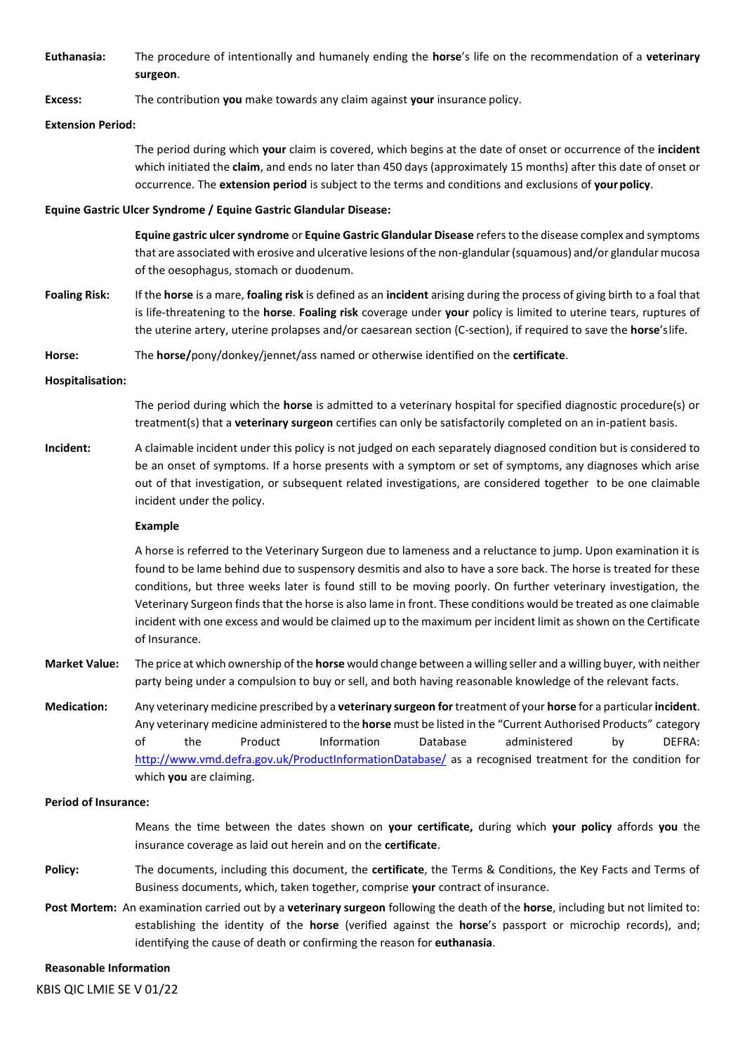**Euthanasia:** The procedure of intentionally and humanely ending the **horse**'s life on the recommendation of a **veterinary surgeon**.

**Excess:** The contribution **you** make towards any claim against **your** insurance policy.

**Extension Period:**

The period during which **your** claim is covered, which begins at the date of onset or occurrence of the **incident** which initiated the **claim**, and ends no later than 450 days (approximately 15 months) after this date of onset or occurrence. The **extension period** is subject to the terms and conditions and exclusions of **your policy**.

**Equine Gastric Ulcer Syndrome / Equine Gastric Glandular Disease:**

**Equine gastric ulcer syndrome** or **Equine Gastric Glandular Disease** refers to the disease complex and symptoms that are associated with erosive and ulcerative lesions of the non-glandular (squamous) and/or glandular mucosa of the oesophagus, stomach or duodenum.

**Foaling Risk:** If the **horse** is a mare, **foaling risk** is defined as an **incident** arising during the process of giving birth to a foal that is life-threatening to the **horse**. **Foaling risk** coverage under **your** policy is limited to uterine tears, ruptures of the uterine artery, uterine prolapses and/or caesarean section (C-section), if required to save the **horse**'s life.

**Horse:** The **horse/**pony/donkey/jennet/ass named or otherwise identified on the **certificate**.

**Hospitalisation:**

The period during which the **horse** is admitted to a veterinary hospital for specified diagnostic procedure(s) or treatment(s) that a **veterinary surgeon** certifies can only be satisfactorily completed on an in-patient basis.

**Incident:** A claimable incident under this policy is not judged on each separately diagnosed condition but is considered to be an onset of symptoms. If a horse presents with a symptom or set of symptoms, any diagnoses which arise out of that investigation, or subsequent related investigations, are considered together to be one claimable incident under the policy.

**Example**

A horse is referred to the Veterinary Surgeon due to lameness and a reluctance to jump. Upon examination it is found to be lame behind due to suspensory desmitis and also to have a sore back. The horse is treated for these conditions, but three weeks later is found still to be moving poorly. On further veterinary investigation, the Veterinary Surgeon finds that the horse is also lame in front. These conditions would be treated as one claimable incident with one excess and would be claimed up to the maximum per incident limit as shown on the Certificate of Insurance.

**Market Value:** The price at which ownership of the **horse** would change between a willing seller and a willing buyer, with neither party being under a compulsion to buy or sell, and both having reasonable knowledge of the relevant facts.

**Medication:** Any veterinary medicine prescribed by a **veterinary surgeon for** treatment of your **horse** for a particular **incident**. Any veterinary medicine administered to the **horse** must be listed in the "Current Authorised Products" category of the Product Information Database administered by DEFRA: http://www.vmd.defra.gov.uk/ProductInformationDatabase/ as a recognised treatment for the condition for which **you** are claiming.

**Period of Insurance:**

Means the time between the dates shown on **your certificate,** during which **your policy** affords **you** the insurance coverage as laid out herein and on the **certificate**.

**Policy:** The documents, including this document, the **certificate**, the Terms & Conditions, the Key Facts and Terms of Business documents, which, taken together, comprise **your** contract of insurance.

**Post Mortem:** An examination carried out by a **veterinary surgeon** following the death of the **horse**, including but not limited to: establishing the identity of the **horse** (verified against the **horse**'s passport or microchip records), and; identifying the cause of death or confirming the reason for **euthanasia**.

**Reasonable Information**

KBIS QIC LMIE SE V 01/22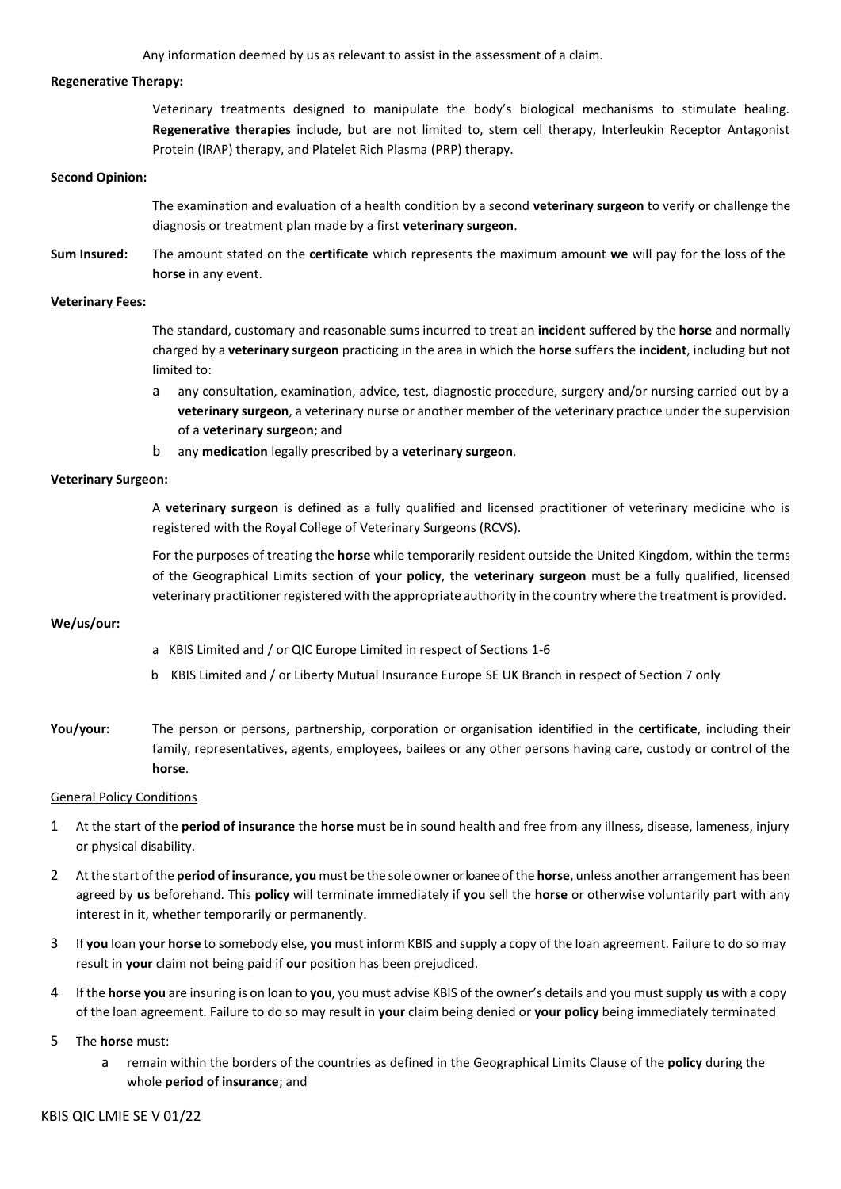Any information deemed by us as relevant to assist in the assessment of a claim.

**Regenerative Therapy:**

Veterinary treatments designed to manipulate the body's biological mechanisms to stimulate healing. **Regenerative therapies** include, but are not limited to, stem cell therapy, Interleukin Receptor Antagonist Protein (IRAP) therapy, and Platelet Rich Plasma (PRP) therapy.

**Second Opinion:**

The examination and evaluation of a health condition by a second **veterinary surgeon** to verify or challenge the diagnosis or treatment plan made by a first **veterinary surgeon**.

**Sum Insured:** The amount stated on the **certificate** which represents the maximum amount **we** will pay for the loss of the **horse** in any event.

**Veterinary Fees:**

The standard, customary and reasonable sums incurred to treat an **incident** suffered by the **horse** and normally charged by a **veterinary surgeon** practicing in the area in which the **horse** suffers the **incident**, including but not limited to:

a any consultation, examination, advice, test, diagnostic procedure, surgery and/or nursing carried out by a **veterinary surgeon**, a veterinary nurse or another member of the veterinary practice under the supervision of a **veterinary surgeon**; and

b any **medication** legally prescribed by a **veterinary surgeon**.

**Veterinary Surgeon:**

A **veterinary surgeon** is defined as a fully qualified and licensed practitioner of veterinary medicine who is registered with the Royal College of Veterinary Surgeons (RCVS).

For the purposes of treating the **horse** while temporarily resident outside the United Kingdom, within the terms of the Geographical Limits section of **your policy**, the **veterinary surgeon** must be a fully qualified, licensed veterinary practitioner registered with the appropriate authority in the country where the treatment is provided.

**We/us/our:**

a KBIS Limited and / or QIC Europe Limited in respect of Sections 1-6

b KBIS Limited and / or Liberty Mutual Insurance Europe SE UK Branch in respect of Section 7 only

**You/your:** The person or persons, partnership, corporation or organisation identified in the **certificate**, including their family, representatives, agents, employees, bailees or any other persons having care, custody or control of the **horse**.

## General Policy Conditions

1 At the start of the **period of insurance** the **horse** must be in sound health and free from any illness, disease, lameness, injury or physical disability.

2 At the start of the **period of insurance**, **you** must be the sole owner or loanee of the **horse**, unless another arrangement has been agreed by **us** beforehand. This **policy** will terminate immediately if **you** sell the **horse** or otherwise voluntarily part with any interest in it, whether temporarily or permanently.

3 If **you** loan **your horse** to somebody else, **you** must inform KBIS and supply a copy of the loan agreement. Failure to do so may result in **your** claim not being paid if **our** position has been prejudiced.

4 If the **horse you** are insuring is on loan to **you**, you must advise KBIS of the owner's details and you must supply **us** with a copy of the loan agreement. Failure to do so may result in **your** claim being denied or **your policy** being immediately terminated

5 The **horse** must:

a remain within the borders of the countries as defined in the Geographical Limits Clause of the **policy** during the whole **period of insurance**; and

KBIS QIC LMIE SE V 01/22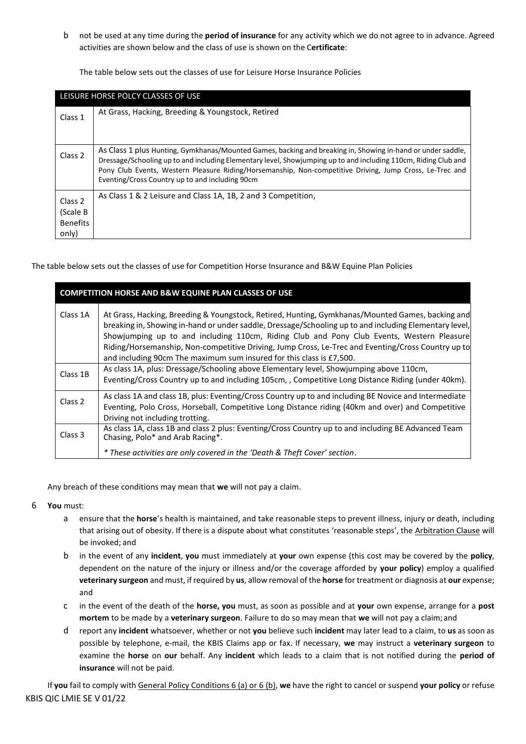b not be used at any time during the **period of insurance** for any activity which we do not agree to in advance. Agreed activities are shown below and the class of use is shown on the C**ertificate**:

The table below sets out the classes of use for Leisure Horse Insurance Policies

| LEISURE HORSE POLCY CLASSES OF USE | |
|---|---|
| Class 1 | At Grass, Hacking, Breeding & Youngstock, Retired |
| Class 2 | As Class 1 plus Hunting, Gymkhanas/Mounted Games, backing and breaking in, Showing in-hand or under saddle, Dressage/Schooling up to and including Elementary level, Showjumping up to and including 110cm, Riding Club and Pony Club Events, Western Pleasure Riding/Horsemanship, Non-competitive Driving, Jump Cross, Le-Trec and Eventing/Cross Country up to and including 90cm |
| Class 2 (Scale B Benefits only) | As Class 1 & 2 Leisure and Class 1A, 1B, 2 and 3 Competition, |

The table below sets out the classes of use for Competition Horse Insurance and B&W Equine Plan Policies

| **COMPETITION HORSE AND B&W EQUINE PLAN CLASSES OF USE** | |
|---|---|
| Class 1A | At Grass, Hacking, Breeding & Youngstock, Retired, Hunting, Gymkhanas/Mounted Games, backing and breaking in, Showing in-hand or under saddle, Dressage/Schooling up to and including Elementary level, Showjumping up to and including 110cm, Riding Club and Pony Club Events, Western Pleasure Riding/Horsemanship, Non-competitive Driving, Jump Cross, Le-Trec and Eventing/Cross Country up to and including 90cm The maximum sum insured for this class is £7,500. |
| Class 1B | As class 1A, plus: Dressage/Schooling above Elementary level, Showjumping above 110cm, Eventing/Cross Country up to and including 105cm, , Competitive Long Distance Riding (under 40km). |
| Class 2 | As class 1A and class 1B, plus: Eventing/Cross Country up to and including BE Novice and Intermediate Eventing, Polo Cross, Horseball, Competitive Long Distance riding (40km and over) and Competitive Driving not including trotting. |
| Class 3 | As class 1A, class 1B and class 2 plus: Eventing/Cross Country up to and including BE Advanced Team Chasing, Polo* and Arab Racing*.<br>*\* These activities are only covered in the 'Death & Theft Cover' section*. |

Any breach of these conditions may mean that **we** will not pay a claim.

6 **You** must:

a ensure that the **horse**'s health is maintained, and take reasonable steps to prevent illness, injury or death, including that arising out of obesity. If there is a dispute about what constitutes 'reasonable steps', the Arbitration Clause will be invoked; and

b in the event of any **incident**, **you** must immediately at **your** own expense (this cost may be covered by the **policy**, dependent on the nature of the injury or illness and/or the coverage afforded by **your policy**) employ a qualified **veterinary surgeon** and must, if required by **us**, allow removal of the **horse** for treatment or diagnosis at **our** expense; and

c in the event of the death of the **horse, you** must, as soon as possible and at **your** own expense, arrange for a **post mortem** to be made by a **veterinary surgeon**. Failure to do so may mean that **we** will not pay a claim; and

d report any **incident** whatsoever, whether or not **you** believe such **incident** may later lead to a claim, to **us** as soon as possible by telephone, e-mail, the KBIS Claims app or fax. If necessary, **we** may instruct a **veterinary surgeon** to examine the **horse** on **our** behalf. Any **incident** which leads to a claim that is not notified during the **period of insurance** will not be paid.

If **you** fail to comply with General Policy Conditions 6 (a) or 6 (b), **we** have the right to cancel or suspend **your policy** or refuse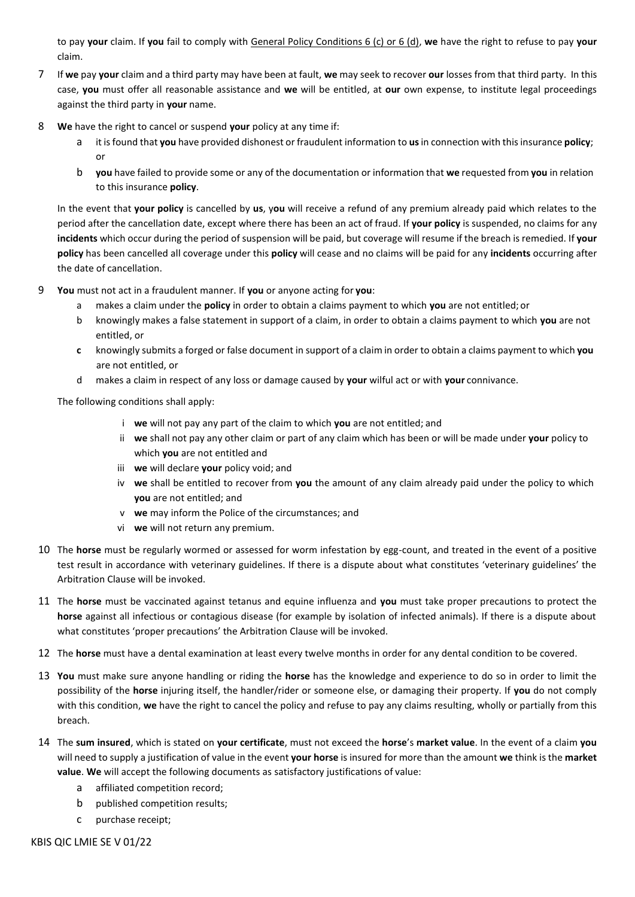to pay **your** claim. If **you** fail to comply with General Policy Conditions 6 (c) or 6 (d), **we** have the right to refuse to pay **your** claim.

7 If **we** pay **your** claim and a third party may have been at fault, **we** may seek to recover **our** losses from that third party. In this case, **you** must offer all reasonable assistance and **we** will be entitled, at **our** own expense, to institute legal proceedings against the third party in **your** name.

8 **We** have the right to cancel or suspend **your** policy at any time if:

   a it is found that **you** have provided dishonest or fraudulent information to **us** in connection with this insurance **policy**; or

   b **you** have failed to provide some or any of the documentation or information that **we** requested from **you** in relation to this insurance **policy**.

   In the event that **your policy** is cancelled by **us**, y**ou** will receive a refund of any premium already paid which relates to the period after the cancellation date, except where there has been an act of fraud. If **your policy** is suspended, no claims for any **incidents** which occur during the period of suspension will be paid, but coverage will resume if the breach is remedied. If **your policy** has been cancelled all coverage under this **policy** will cease and no claims will be paid for any **incidents** occurring after the date of cancellation.

9 **You** must not act in a fraudulent manner. If **you** or anyone acting for **you**:

   a makes a claim under the **policy** in order to obtain a claims payment to which **you** are not entitled; or

   b knowingly makes a false statement in support of a claim, in order to obtain a claims payment to which **you** are not entitled, or

   **c** knowingly submits a forged or false document in support of a claim in order to obtain a claims payment to which **you** are not entitled, or

   d makes a claim in respect of any loss or damage caused by **your** wilful act or with **your** connivance.

   The following conditions shall apply:

   i **we** will not pay any part of the claim to which **you** are not entitled; and

   ii **we** shall not pay any other claim or part of any claim which has been or will be made under **your** policy to which **you** are not entitled and

   iii **we** will declare **your** policy void; and

   iv **we** shall be entitled to recover from **you** the amount of any claim already paid under the policy to which **you** are not entitled; and

   v **we** may inform the Police of the circumstances; and

   vi **we** will not return any premium.

10 The **horse** must be regularly wormed or assessed for worm infestation by egg-count, and treated in the event of a positive test result in accordance with veterinary guidelines. If there is a dispute about what constitutes 'veterinary guidelines' the Arbitration Clause will be invoked.

11 The **horse** must be vaccinated against tetanus and equine influenza and **you** must take proper precautions to protect the **horse** against all infectious or contagious disease (for example by isolation of infected animals). If there is a dispute about what constitutes 'proper precautions' the Arbitration Clause will be invoked.

12 The **horse** must have a dental examination at least every twelve months in order for any dental condition to be covered.

13 **You** must make sure anyone handling or riding the **horse** has the knowledge and experience to do so in order to limit the possibility of the **horse** injuring itself, the handler/rider or someone else, or damaging their property. If **you** do not comply with this condition, **we** have the right to cancel the policy and refuse to pay any claims resulting, wholly or partially from this breach.

14 The **sum insured**, which is stated on **your certificate**, must not exceed the **horse**'s **market value**. In the event of a claim **you** will need to supply a justification of value in the event **your horse** is insured for more than the amount **we** think is the **market value**. **We** will accept the following documents as satisfactory justifications of value:

   a affiliated competition record;

   b published competition results;

   c purchase receipt;

KBIS QIC LMIE SE V 01/22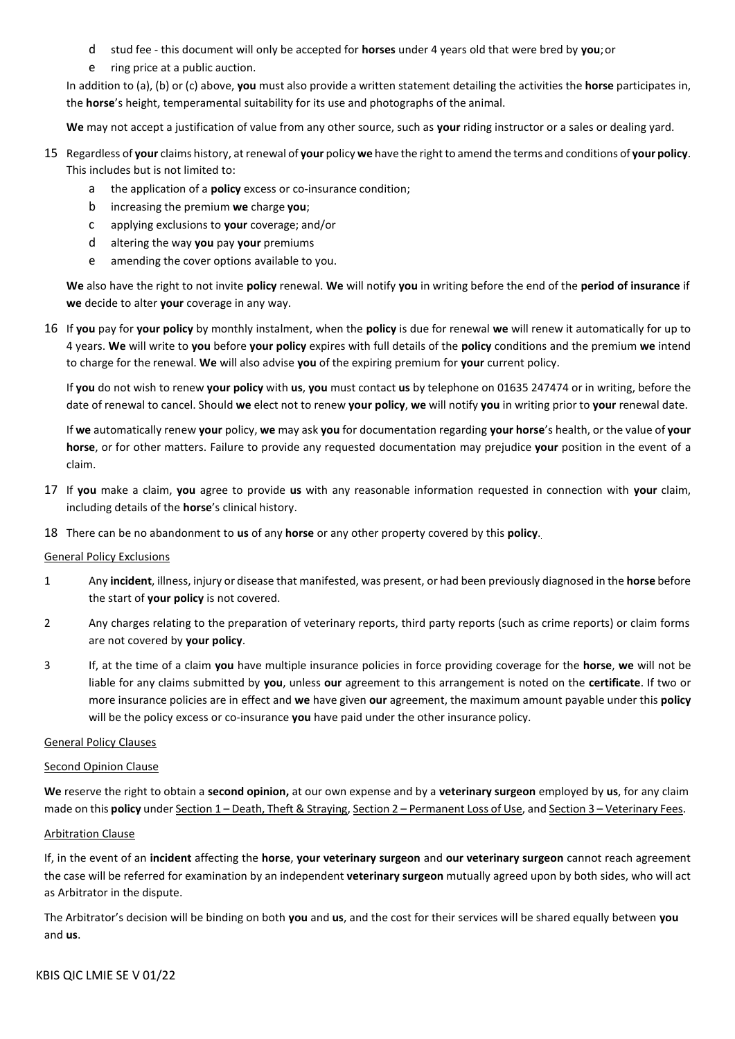d stud fee - this document will only be accepted for **horses** under 4 years old that were bred by **you**; or

e ring price at a public auction.

In addition to (a), (b) or (c) above, **you** must also provide a written statement detailing the activities the **horse** participates in, the **horse**'s height, temperamental suitability for its use and photographs of the animal.

**We** may not accept a justification of value from any other source, such as **your** riding instructor or a sales or dealing yard.

15 Regardless of **your** claims history, at renewal of **your** policy **we** have the right to amend the terms and conditions of **your policy**. This includes but is not limited to:

   a the application of a **policy** excess or co-insurance condition;

   b increasing the premium **we** charge **you**;

   c applying exclusions to **your** coverage; and/or

   d altering the way **you** pay **your** premiums

   e amending the cover options available to you.

   **We** also have the right to not invite **policy** renewal. **We** will notify **you** in writing before the end of the **period of insurance** if **we** decide to alter **your** coverage in any way.

16 If **you** pay for **your policy** by monthly instalment, when the **policy** is due for renewal **we** will renew it automatically for up to 4 years. **We** will write to **you** before **your policy** expires with full details of the **policy** conditions and the premium **we** intend to charge for the renewal. **We** will also advise **you** of the expiring premium for **your** current policy.

   If **you** do not wish to renew **your policy** with **us**, **you** must contact **us** by telephone on 01635 247474 or in writing, before the date of renewal to cancel. Should **we** elect not to renew **your policy**, **we** will notify **you** in writing prior to **your** renewal date.

   If **we** automatically renew **your** policy, **we** may ask **you** for documentation regarding **your horse**'s health, or the value of **your horse**, or for other matters. Failure to provide any requested documentation may prejudice **your** position in the event of a claim.

17 If **you** make a claim, **you** agree to provide **us** with any reasonable information requested in connection with **your** claim, including details of the **horse**'s clinical history.

18 There can be no abandonment to **us** of any **horse** or any other property covered by this **policy**.

## General Policy Exclusions

1 Any **incident**, illness, injury or disease that manifested, was present, or had been previously diagnosed in the **horse** before the start of **your policy** is not covered.

2 Any charges relating to the preparation of veterinary reports, third party reports (such as crime reports) or claim forms are not covered by **your policy**.

3 If, at the time of a claim **you** have multiple insurance policies in force providing coverage for the **horse**, **we** will not be liable for any claims submitted by **you**, unless **our** agreement to this arrangement is noted on the **certificate**. If two or more insurance policies are in effect and **we** have given **our** agreement, the maximum amount payable under this **policy** will be the policy excess or co-insurance **you** have paid under the other insurance policy.

## General Policy Clauses

### Second Opinion Clause

**We** reserve the right to obtain a **second opinion,** at our own expense and by a **veterinary surgeon** employed by **us**, for any claim made on this **policy** under Section 1 – Death, Theft & Straying, Section 2 – Permanent Loss of Use, and Section 3 – Veterinary Fees.

### Arbitration Clause

If, in the event of an **incident** affecting the **horse**, **your veterinary surgeon** and **our veterinary surgeon** cannot reach agreement the case will be referred for examination by an independent **veterinary surgeon** mutually agreed upon by both sides, who will act as Arbitrator in the dispute.

The Arbitrator's decision will be binding on both **you** and **us**, and the cost for their services will be shared equally between **you** and **us**.

KBIS QIC LMIE SE V 01/22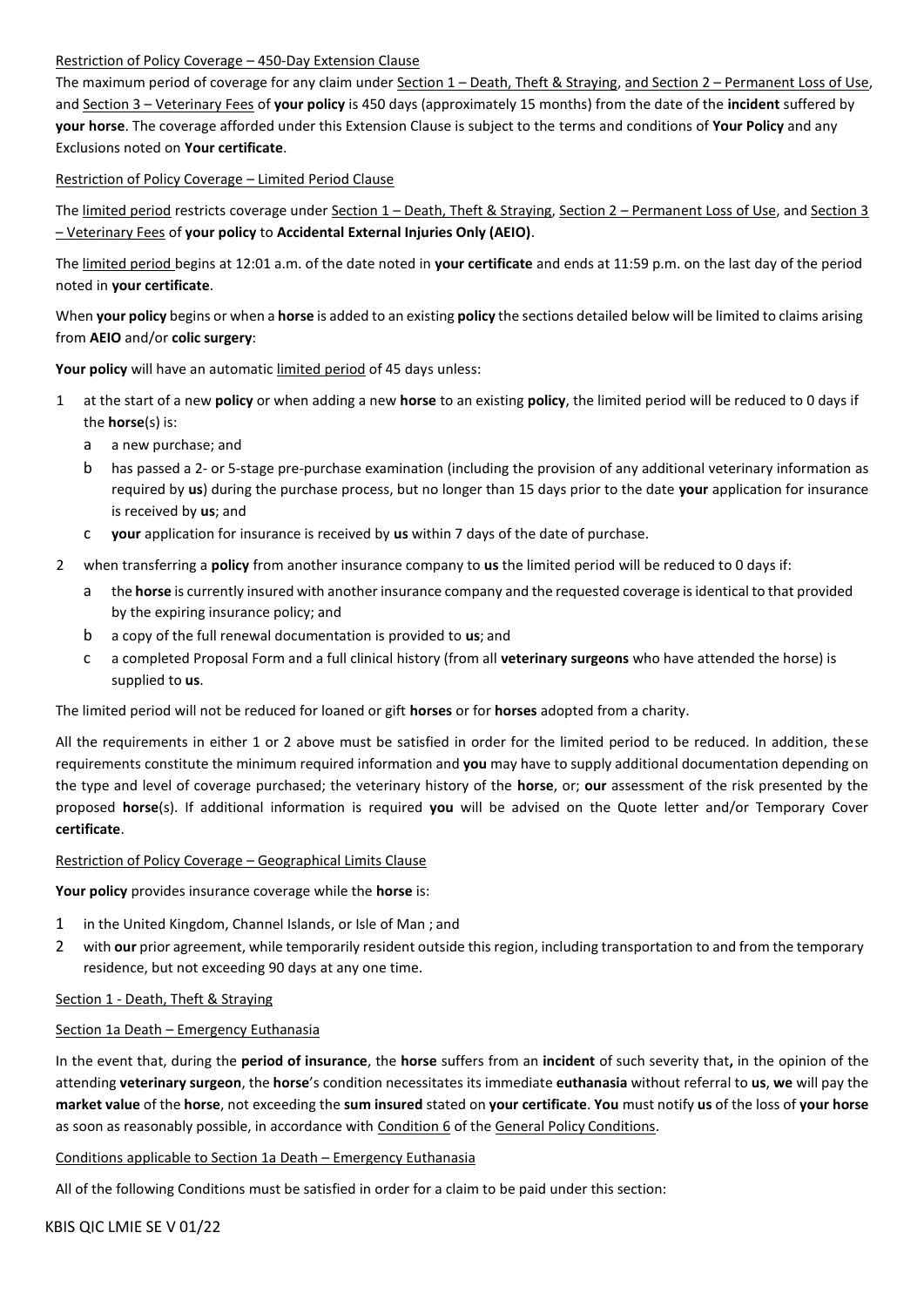Restriction of Policy Coverage – 450-Day Extension Clause

The maximum period of coverage for any claim under Section 1 – Death, Theft & Straying, and Section 2 – Permanent Loss of Use, and Section 3 – Veterinary Fees of **your policy** is 450 days (approximately 15 months) from the date of the **incident** suffered by **your horse**. The coverage afforded under this Extension Clause is subject to the terms and conditions of **Your Policy** and any Exclusions noted on **Your certificate**.

Restriction of Policy Coverage – Limited Period Clause

The limited period restricts coverage under Section 1 – Death, Theft & Straying, Section 2 – Permanent Loss of Use, and Section 3 – Veterinary Fees of **your policy** to **Accidental External Injuries Only (AEIO)**.

The limited period begins at 12:01 a.m. of the date noted in **your certificate** and ends at 11:59 p.m. on the last day of the period noted in **your certificate**.

When **your policy** begins or when a **horse** is added to an existing **policy** the sections detailed below will be limited to claims arising from **AEIO** and/or **colic surgery**:

**Your policy** will have an automatic limited period of 45 days unless:

1. at the start of a new **policy** or when adding a new **horse** to an existing **policy**, the limited period will be reduced to 0 days if the **horse**(s) is:
   a. a new purchase; and
   b. has passed a 2- or 5-stage pre-purchase examination (including the provision of any additional veterinary information as required by **us**) during the purchase process, but no longer than 15 days prior to the date **your** application for insurance is received by **us**; and
   c. **your** application for insurance is received by **us** within 7 days of the date of purchase.
2. when transferring a **policy** from another insurance company to **us** the limited period will be reduced to 0 days if:
   a. the **horse** is currently insured with another insurance company and the requested coverage is identical to that provided by the expiring insurance policy; and
   b. a copy of the full renewal documentation is provided to **us**; and
   c. a completed Proposal Form and a full clinical history (from all **veterinary surgeons** who have attended the horse) is supplied to **us**.

The limited period will not be reduced for loaned or gift **horses** or for **horses** adopted from a charity.

All the requirements in either 1 or 2 above must be satisfied in order for the limited period to be reduced. In addition, these requirements constitute the minimum required information and **you** may have to supply additional documentation depending on the type and level of coverage purchased; the veterinary history of the **horse**, or; **our** assessment of the risk presented by the proposed **horse**(s). If additional information is required **you** will be advised on the Quote letter and/or Temporary Cover **certificate**.

Restriction of Policy Coverage – Geographical Limits Clause

**Your policy** provides insurance coverage while the **horse** is:

1. in the United Kingdom, Channel Islands, or Isle of Man ; and
2. with **our** prior agreement, while temporarily resident outside this region, including transportation to and from the temporary residence, but not exceeding 90 days at any one time.

Section 1 - Death, Theft & Straying

Section 1a Death – Emergency Euthanasia

In the event that, during the **period of insurance**, the **horse** suffers from an **incident** of such severity that**,** in the opinion of the attending **veterinary surgeon**, the **horse**'s condition necessitates its immediate **euthanasia** without referral to **us**, **we** will pay the **market value** of the **horse**, not exceeding the **sum insured** stated on **your certificate**. **You** must notify **us** of the loss of **your horse** as soon as reasonably possible, in accordance with Condition 6 of the General Policy Conditions.

Conditions applicable to Section 1a Death – Emergency Euthanasia

All of the following Conditions must be satisfied in order for a claim to be paid under this section:

KBIS QIC LMIE SE V 01/22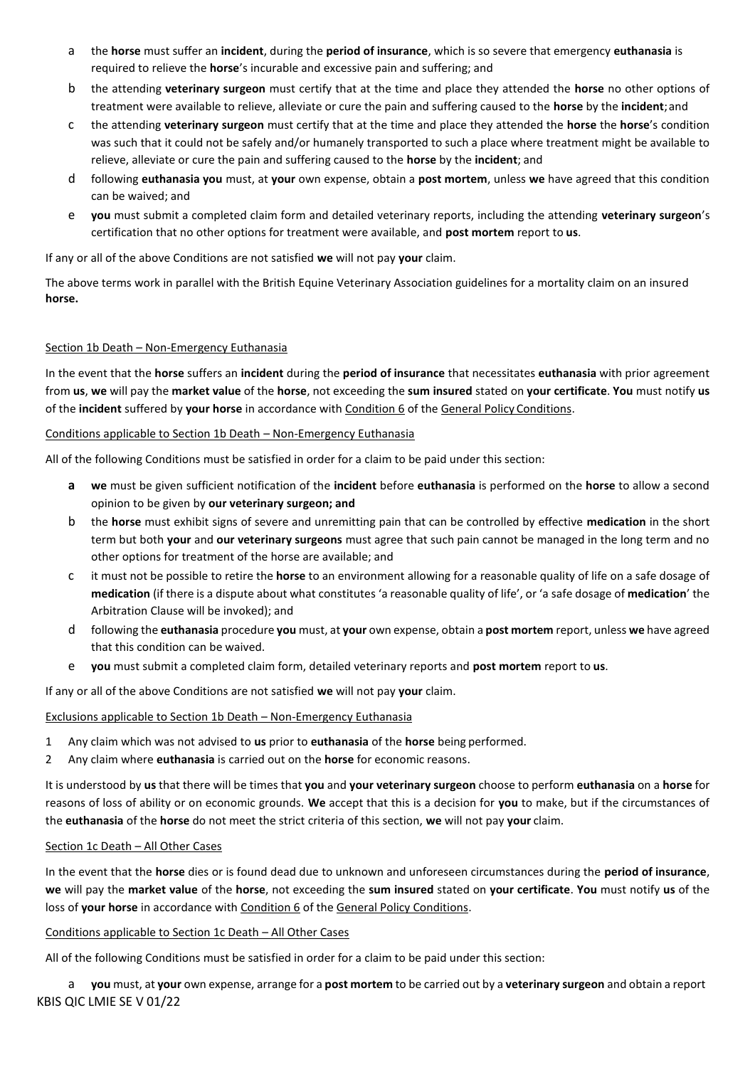a the **horse** must suffer an **incident**, during the **period of insurance**, which is so severe that emergency **euthanasia** is required to relieve the **horse**'s incurable and excessive pain and suffering; and

b the attending **veterinary surgeon** must certify that at the time and place they attended the **horse** no other options of treatment were available to relieve, alleviate or cure the pain and suffering caused to the **horse** by the **incident**; and

c the attending **veterinary surgeon** must certify that at the time and place they attended the **horse** the **horse**'s condition was such that it could not be safely and/or humanely transported to such a place where treatment might be available to relieve, alleviate or cure the pain and suffering caused to the **horse** by the **incident**; and

d following **euthanasia you** must, at **your** own expense, obtain a **post mortem**, unless **we** have agreed that this condition can be waived; and

e **you** must submit a completed claim form and detailed veterinary reports, including the attending **veterinary surgeon**'s certification that no other options for treatment were available, and **post mortem** report to **us**.

If any or all of the above Conditions are not satisfied **we** will not pay **your** claim.

The above terms work in parallel with the British Equine Veterinary Association guidelines for a mortality claim on an insured **horse.**

Section 1b Death – Non-Emergency Euthanasia

In the event that the **horse** suffers an **incident** during the **period of insurance** that necessitates **euthanasia** with prior agreement from **us**, **we** will pay the **market value** of the **horse**, not exceeding the **sum insured** stated on **your certificate**. **You** must notify **us** of the **incident** suffered by **your horse** in accordance with Condition 6 of the General Policy Conditions.

Conditions applicable to Section 1b Death – Non-Emergency Euthanasia

All of the following Conditions must be satisfied in order for a claim to be paid under this section:

**a** **we** must be given sufficient notification of the **incident** before **euthanasia** is performed on the **horse** to allow a second opinion to be given by **our veterinary surgeon; and**

b the **horse** must exhibit signs of severe and unremitting pain that can be controlled by effective **medication** in the short term but both **your** and **our veterinary surgeons** must agree that such pain cannot be managed in the long term and no other options for treatment of the horse are available; and

c it must not be possible to retire the **horse** to an environment allowing for a reasonable quality of life on a safe dosage of **medication** (if there is a dispute about what constitutes 'a reasonable quality of life', or 'a safe dosage of **medication**' the Arbitration Clause will be invoked); and

d following the **euthanasia** procedure **you** must, at **your** own expense, obtain a **post mortem** report, unless **we** have agreed that this condition can be waived.

e **you** must submit a completed claim form, detailed veterinary reports and **post mortem** report to **us**.

If any or all of the above Conditions are not satisfied **we** will not pay **your** claim.

Exclusions applicable to Section 1b Death – Non-Emergency Euthanasia

1 Any claim which was not advised to **us** prior to **euthanasia** of the **horse** being performed.

2 Any claim where **euthanasia** is carried out on the **horse** for economic reasons.

It is understood by **us** that there will be times that **you** and **your veterinary surgeon** choose to perform **euthanasia** on a **horse** for reasons of loss of ability or on economic grounds. **We** accept that this is a decision for **you** to make, but if the circumstances of the **euthanasia** of the **horse** do not meet the strict criteria of this section, **we** will not pay **your** claim.

Section 1c Death – All Other Cases

In the event that the **horse** dies or is found dead due to unknown and unforeseen circumstances during the **period of insurance**, **we** will pay the **market value** of the **horse**, not exceeding the **sum insured** stated on **your certificate**. **You** must notify **us** of the loss of **your horse** in accordance with Condition 6 of the General Policy Conditions.

Conditions applicable to Section 1c Death – All Other Cases

All of the following Conditions must be satisfied in order for a claim to be paid under this section:

a **you** must, at **your** own expense, arrange for a **post mortem** to be carried out by a **veterinary surgeon** and obtain a report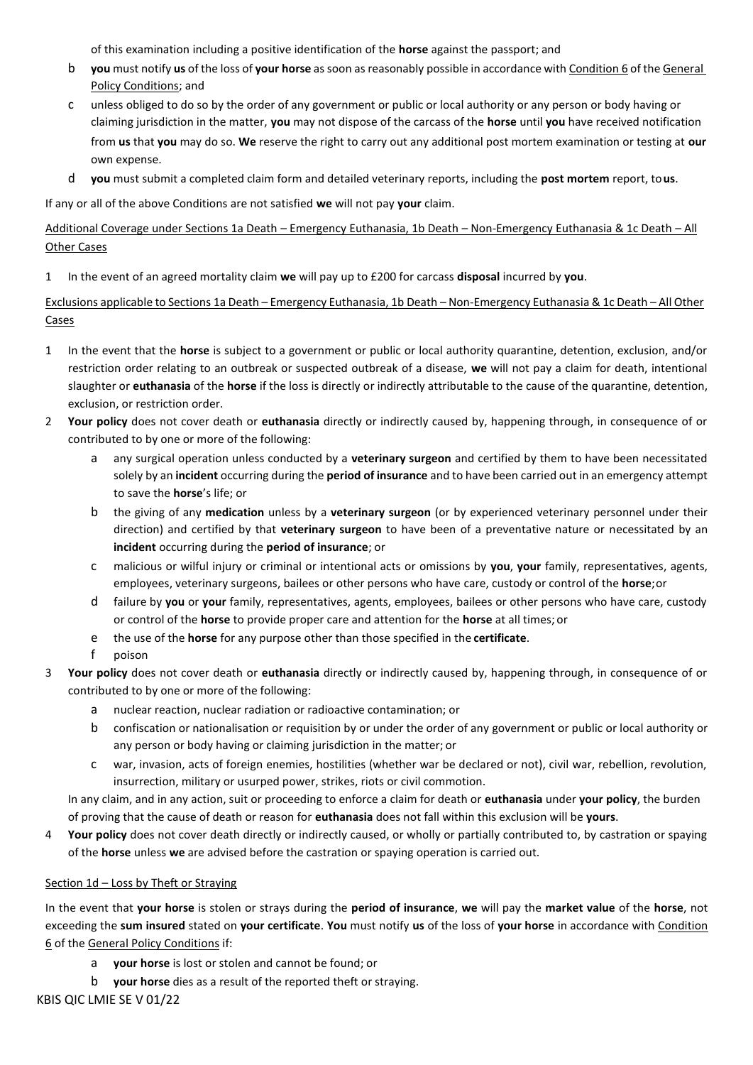of this examination including a positive identification of the **horse** against the passport; and

b **you** must notify **us** of the loss of **your horse** as soon as reasonably possible in accordance with Condition 6 of the General Policy Conditions; and

c unless obliged to do so by the order of any government or public or local authority or any person or body having or claiming jurisdiction in the matter, **you** may not dispose of the carcass of the **horse** until **you** have received notification from **us** that **you** may do so. **We** reserve the right to carry out any additional post mortem examination or testing at **our** own expense.

d **you** must submit a completed claim form and detailed veterinary reports, including the **post mortem** report, to **us**.

If any or all of the above Conditions are not satisfied **we** will not pay **your** claim.

Additional Coverage under Sections 1a Death – Emergency Euthanasia, 1b Death – Non-Emergency Euthanasia & 1c Death – All Other Cases

1 In the event of an agreed mortality claim **we** will pay up to £200 for carcass **disposal** incurred by **you**.

Exclusions applicable to Sections 1a Death – Emergency Euthanasia, 1b Death – Non-Emergency Euthanasia & 1c Death – All Other Cases

1 In the event that the **horse** is subject to a government or public or local authority quarantine, detention, exclusion, and/or restriction order relating to an outbreak or suspected outbreak of a disease, **we** will not pay a claim for death, intentional slaughter or **euthanasia** of the **horse** if the loss is directly or indirectly attributable to the cause of the quarantine, detention, exclusion, or restriction order.

2 **Your policy** does not cover death or **euthanasia** directly or indirectly caused by, happening through, in consequence of or contributed to by one or more of the following:

   a any surgical operation unless conducted by a **veterinary surgeon** and certified by them to have been necessitated solely by an **incident** occurring during the **period of insurance** and to have been carried out in an emergency attempt to save the **horse**'s life; or

   b the giving of any **medication** unless by a **veterinary surgeon** (or by experienced veterinary personnel under their direction) and certified by that **veterinary surgeon** to have been of a preventative nature or necessitated by an **incident** occurring during the **period of insurance**; or

   c malicious or wilful injury or criminal or intentional acts or omissions by **you**, **your** family, representatives, agents, employees, veterinary surgeons, bailees or other persons who have care, custody or control of the **horse**; or

   d failure by **you** or **your** family, representatives, agents, employees, bailees or other persons who have care, custody or control of the **horse** to provide proper care and attention for the **horse** at all times; or

   e the use of the **horse** for any purpose other than those specified in the **certificate**.

   f poison

3 **Your policy** does not cover death or **euthanasia** directly or indirectly caused by, happening through, in consequence of or contributed to by one or more of the following:

   a nuclear reaction, nuclear radiation or radioactive contamination; or

   b confiscation or nationalisation or requisition by or under the order of any government or public or local authority or any person or body having or claiming jurisdiction in the matter; or

   c war, invasion, acts of foreign enemies, hostilities (whether war be declared or not), civil war, rebellion, revolution, insurrection, military or usurped power, strikes, riots or civil commotion.

   In any claim, and in any action, suit or proceeding to enforce a claim for death or **euthanasia** under **your policy**, the burden of proving that the cause of death or reason for **euthanasia** does not fall within this exclusion will be **yours**.

4 **Your policy** does not cover death directly or indirectly caused, or wholly or partially contributed to, by castration or spaying of the **horse** unless **we** are advised before the castration or spaying operation is carried out.

Section 1d – Loss by Theft or Straying

In the event that **your horse** is stolen or strays during the **period of insurance**, **we** will pay the **market value** of the **horse**, not exceeding the **sum insured** stated on **your certificate**. **You** must notify **us** of the loss of **your horse** in accordance with Condition 6 of the General Policy Conditions if:

   a **your horse** is lost or stolen and cannot be found; or

   b **your horse** dies as a result of the reported theft or straying.

KBIS QIC LMIE SE V 01/22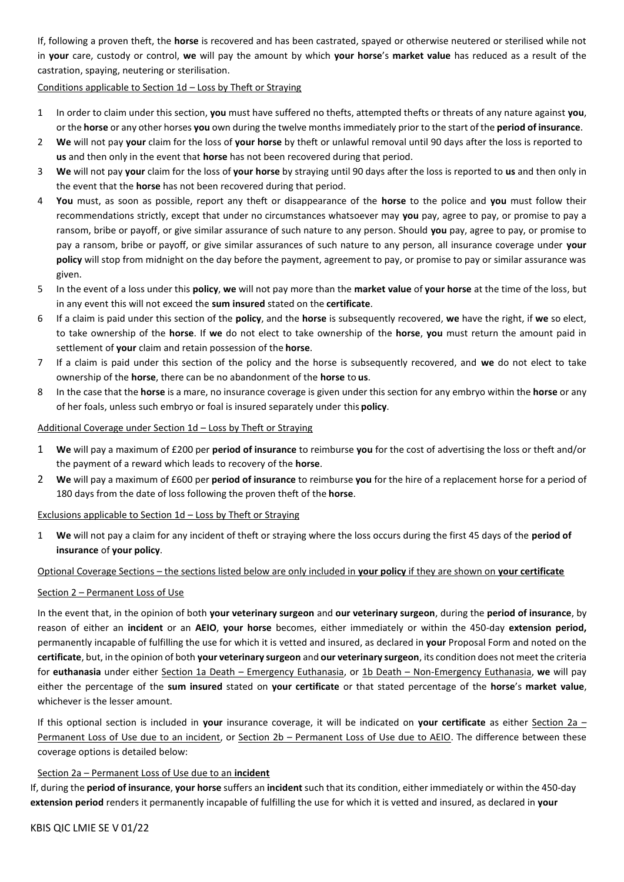If, following a proven theft, the **horse** is recovered and has been castrated, spayed or otherwise neutered or sterilised while not in **your** care, custody or control, **we** will pay the amount by which **your horse**'s **market value** has reduced as a result of the castration, spaying, neutering or sterilisation.

Conditions applicable to Section 1d – Loss by Theft or Straying

1. In order to claim under this section, **you** must have suffered no thefts, attempted thefts or threats of any nature against **you**, or the **horse** or any other horses **you** own during the twelve months immediately prior to the start of the **period of insurance**.
2. **We** will not pay **your** claim for the loss of **your horse** by theft or unlawful removal until 90 days after the loss is reported to **us** and then only in the event that **horse** has not been recovered during that period.
3. **We** will not pay **your** claim for the loss of **your horse** by straying until 90 days after the loss is reported to **us** and then only in the event that the **horse** has not been recovered during that period.
4. **You** must, as soon as possible, report any theft or disappearance of the **horse** to the police and **you** must follow their recommendations strictly, except that under no circumstances whatsoever may **you** pay, agree to pay, or promise to pay a ransom, bribe or payoff, or give similar assurance of such nature to any person. Should **you** pay, agree to pay, or promise to pay a ransom, bribe or payoff, or give similar assurances of such nature to any person, all insurance coverage under **your policy** will stop from midnight on the day before the payment, agreement to pay, or promise to pay or similar assurance was given.
5. In the event of a loss under this **policy**, **we** will not pay more than the **market value** of **your horse** at the time of the loss, but in any event this will not exceed the **sum insured** stated on the **certificate**.
6. If a claim is paid under this section of the **policy**, and the **horse** is subsequently recovered, **we** have the right, if **we** so elect, to take ownership of the **horse**. If **we** do not elect to take ownership of the **horse**, **you** must return the amount paid in settlement of **your** claim and retain possession of the **horse**.
7. If a claim is paid under this section of the policy and the horse is subsequently recovered, and **we** do not elect to take ownership of the **horse**, there can be no abandonment of the **horse** to **us**.
8. In the case that the **horse** is a mare, no insurance coverage is given under this section for any embryo within the **horse** or any of her foals, unless such embryo or foal is insured separately under this **policy**.

Additional Coverage under Section 1d – Loss by Theft or Straying

1. **We** will pay a maximum of £200 per **period of insurance** to reimburse **you** for the cost of advertising the loss or theft and/or the payment of a reward which leads to recovery of the **horse**.
2. **We** will pay a maximum of £600 per **period of insurance** to reimburse **you** for the hire of a replacement horse for a period of 180 days from the date of loss following the proven theft of the **horse**.

Exclusions applicable to Section 1d – Loss by Theft or Straying

1. **We** will not pay a claim for any incident of theft or straying where the loss occurs during the first 45 days of the **period of insurance** of **your policy**.

Optional Coverage Sections – the sections listed below are only included in **your policy** if they are shown on **your certificate**

Section 2 – Permanent Loss of Use

In the event that, in the opinion of both **your veterinary surgeon** and **our veterinary surgeon**, during the **period of insurance**, by reason of either an **incident** or an **AEIO**, **your horse** becomes, either immediately or within the 450-day **extension period,** permanently incapable of fulfilling the use for which it is vetted and insured, as declared in **your** Proposal Form and noted on the **certificate**, but, in the opinion of both **your veterinary surgeon** and **our veterinary surgeon**, its condition does not meet the criteria for **euthanasia** under either Section 1a Death – Emergency Euthanasia, or 1b Death – Non-Emergency Euthanasia, **we** will pay either the percentage of the **sum insured** stated on **your certificate** or that stated percentage of the **horse**'s **market value**, whichever is the lesser amount.

If this optional section is included in **your** insurance coverage, it will be indicated on **your certificate** as either Section 2a – Permanent Loss of Use due to an incident, or Section 2b – Permanent Loss of Use due to AEIO. The difference between these coverage options is detailed below:

Section 2a – Permanent Loss of Use due to an **incident**

If, during the **period of insurance**, **your horse** suffers an **incident** such that its condition, either immediately or within the 450-day **extension period** renders it permanently incapable of fulfilling the use for which it is vetted and insured, as declared in **your**

KBIS QIC LMIE SE V 01/22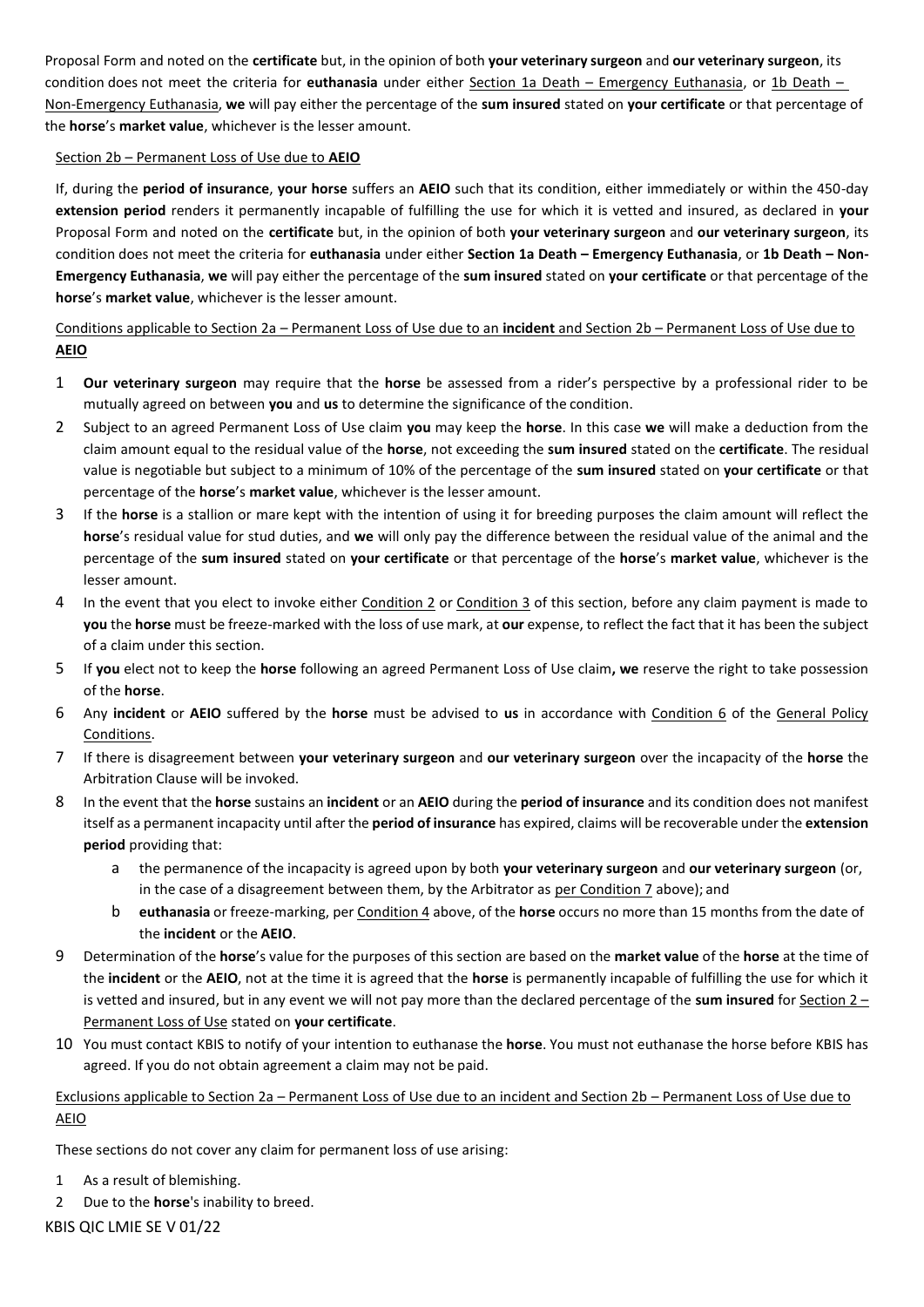Proposal Form and noted on the **certificate** but, in the opinion of both **your veterinary surgeon** and **our veterinary surgeon**, its condition does not meet the criteria for **euthanasia** under either Section 1a Death – Emergency Euthanasia, or 1b Death – Non-Emergency Euthanasia, **we** will pay either the percentage of the **sum insured** stated on **your certificate** or that percentage of the **horse**'s **market value**, whichever is the lesser amount.

Section 2b – Permanent Loss of Use due to **AEIO**

If, during the **period of insurance**, **your horse** suffers an **AEIO** such that its condition, either immediately or within the 450-day **extension period** renders it permanently incapable of fulfilling the use for which it is vetted and insured, as declared in **your** Proposal Form and noted on the **certificate** but, in the opinion of both **your veterinary surgeon** and **our veterinary surgeon**, its condition does not meet the criteria for **euthanasia** under either **Section 1a Death – Emergency Euthanasia**, or **1b Death – Non-Emergency Euthanasia**, **we** will pay either the percentage of the **sum insured** stated on **your certificate** or that percentage of the **horse**'s **market value**, whichever is the lesser amount.

Conditions applicable to Section 2a – Permanent Loss of Use due to an **incident** and Section 2b – Permanent Loss of Use due to **AEIO**

1. **Our veterinary surgeon** may require that the **horse** be assessed from a rider's perspective by a professional rider to be mutually agreed on between **you** and **us** to determine the significance of the condition.
2. Subject to an agreed Permanent Loss of Use claim **you** may keep the **horse**. In this case **we** will make a deduction from the claim amount equal to the residual value of the **horse**, not exceeding the **sum insured** stated on the **certificate**. The residual value is negotiable but subject to a minimum of 10% of the percentage of the **sum insured** stated on **your certificate** or that percentage of the **horse**'s **market value**, whichever is the lesser amount.
3. If the **horse** is a stallion or mare kept with the intention of using it for breeding purposes the claim amount will reflect the **horse**'s residual value for stud duties, and **we** will only pay the difference between the residual value of the animal and the percentage of the **sum insured** stated on **your certificate** or that percentage of the **horse**'s **market value**, whichever is the lesser amount.
4. In the event that you elect to invoke either Condition 2 or Condition 3 of this section, before any claim payment is made to **you** the **horse** must be freeze-marked with the loss of use mark, at **our** expense, to reflect the fact that it has been the subject of a claim under this section.
5. If **you** elect not to keep the **horse** following an agreed Permanent Loss of Use claim**, we** reserve the right to take possession of the **horse**.
6. Any **incident** or **AEIO** suffered by the **horse** must be advised to **us** in accordance with Condition 6 of the General Policy Conditions.
7. If there is disagreement between **your veterinary surgeon** and **our veterinary surgeon** over the incapacity of the **horse** the Arbitration Clause will be invoked.
8. In the event that the **horse** sustains an **incident** or an **AEIO** during the **period of insurance** and its condition does not manifest itself as a permanent incapacity until after the **period of insurance** has expired, claims will be recoverable under the **extension period** providing that:
   a. the permanence of the incapacity is agreed upon by both **your veterinary surgeon** and **our veterinary surgeon** (or, in the case of a disagreement between them, by the Arbitrator as per Condition 7 above); and
   b. **euthanasia** or freeze-marking, per Condition 4 above, of the **horse** occurs no more than 15 months from the date of the **incident** or the **AEIO**.
9. Determination of the **horse**'s value for the purposes of this section are based on the **market value** of the **horse** at the time of the **incident** or the **AEIO**, not at the time it is agreed that the **horse** is permanently incapable of fulfilling the use for which it is vetted and insured, but in any event we will not pay more than the declared percentage of the **sum insured** for Section 2 – Permanent Loss of Use stated on **your certificate**.
10. You must contact KBIS to notify of your intention to euthanase the **horse**. You must not euthanase the horse before KBIS has agreed. If you do not obtain agreement a claim may not be paid.

Exclusions applicable to Section 2a – Permanent Loss of Use due to an incident and Section 2b – Permanent Loss of Use due to AEIO

These sections do not cover any claim for permanent loss of use arising:

1. As a result of blemishing.
2. Due to the **horse**'s inability to breed.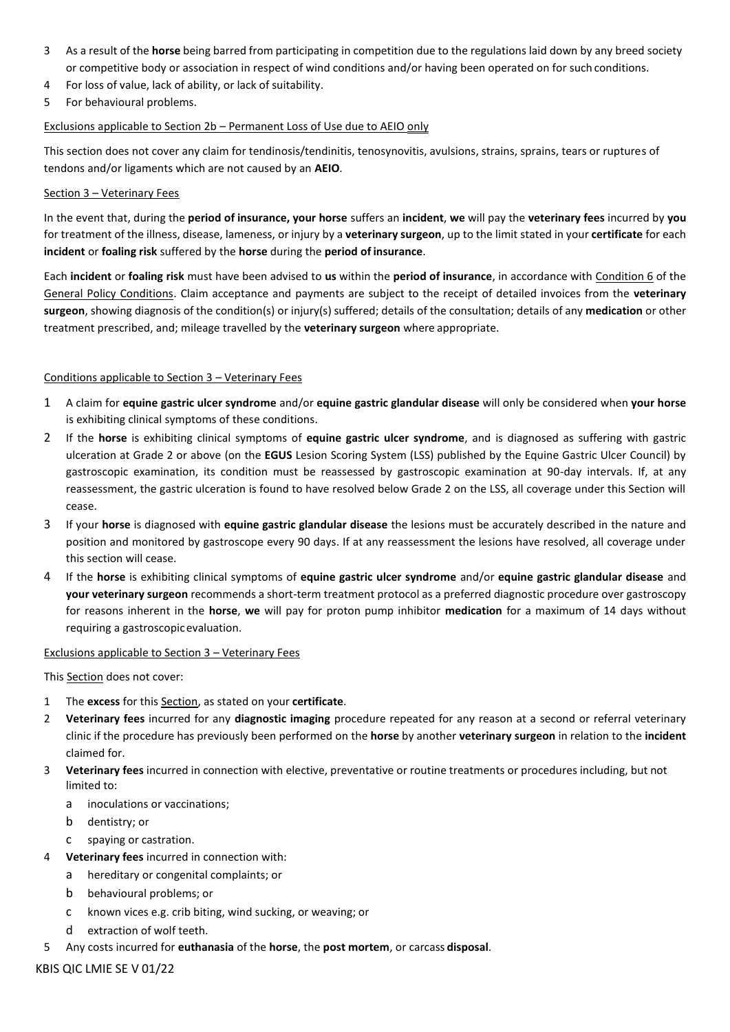3 As a result of the **horse** being barred from participating in competition due to the regulations laid down by any breed society or competitive body or association in respect of wind conditions and/or having been operated on for such conditions.
4 For loss of value, lack of ability, or lack of suitability.
5 For behavioural problems.

Exclusions applicable to Section 2b – Permanent Loss of Use due to AEIO only

This section does not cover any claim for tendinosis/tendinitis, tenosynovitis, avulsions, strains, sprains, tears or ruptures of tendons and/or ligaments which are not caused by an **AEIO**.

Section 3 – Veterinary Fees

In the event that, during the **period of insurance, your horse** suffers an **incident**, **we** will pay the **veterinary fees** incurred by **you** for treatment of the illness, disease, lameness, or injury by a **veterinary surgeon**, up to the limit stated in your **certificate** for each **incident** or **foaling risk** suffered by the **horse** during the **period of insurance**.

Each **incident** or **foaling risk** must have been advised to **us** within the **period of insurance**, in accordance with Condition 6 of the General Policy Conditions. Claim acceptance and payments are subject to the receipt of detailed invoices from the **veterinary surgeon**, showing diagnosis of the condition(s) or injury(s) suffered; details of the consultation; details of any **medication** or other treatment prescribed, and; mileage travelled by the **veterinary surgeon** where appropriate.

Conditions applicable to Section 3 – Veterinary Fees

1 A claim for **equine gastric ulcer syndrome** and/or **equine gastric glandular disease** will only be considered when **your horse** is exhibiting clinical symptoms of these conditions.
2 If the **horse** is exhibiting clinical symptoms of **equine gastric ulcer syndrome**, and is diagnosed as suffering with gastric ulceration at Grade 2 or above (on the **EGUS** Lesion Scoring System (LSS) published by the Equine Gastric Ulcer Council) by gastroscopic examination, its condition must be reassessed by gastroscopic examination at 90-day intervals. If, at any reassessment, the gastric ulceration is found to have resolved below Grade 2 on the LSS, all coverage under this Section will cease.
3 If your **horse** is diagnosed with **equine gastric glandular disease** the lesions must be accurately described in the nature and position and monitored by gastroscope every 90 days. If at any reassessment the lesions have resolved, all coverage under this section will cease.
4 If the **horse** is exhibiting clinical symptoms of **equine gastric ulcer syndrome** and/or **equine gastric glandular disease** and **your veterinary surgeon** recommends a short-term treatment protocol as a preferred diagnostic procedure over gastroscopy for reasons inherent in the **horse**, **we** will pay for proton pump inhibitor **medication** for a maximum of 14 days without requiring a gastroscopic evaluation.

Exclusions applicable to Section 3 – Veterinary Fees

This Section does not cover:

1 The **excess** for this Section, as stated on your **certificate**.
2 **Veterinary fees** incurred for any **diagnostic imaging** procedure repeated for any reason at a second or referral veterinary clinic if the procedure has previously been performed on the **horse** by another **veterinary surgeon** in relation to the **incident** claimed for.
3 **Veterinary fees** incurred in connection with elective, preventative or routine treatments or procedures including, but not limited to:
   a inoculations or vaccinations;
   b dentistry; or
   c spaying or castration.
4 **Veterinary fees** incurred in connection with:
   a hereditary or congenital complaints; or
   b behavioural problems; or
   c known vices e.g. crib biting, wind sucking, or weaving; or
   d extraction of wolf teeth.
5 Any costs incurred for **euthanasia** of the **horse**, the **post mortem**, or carcass **disposal**.

KBIS QIC LMIE SE V 01/22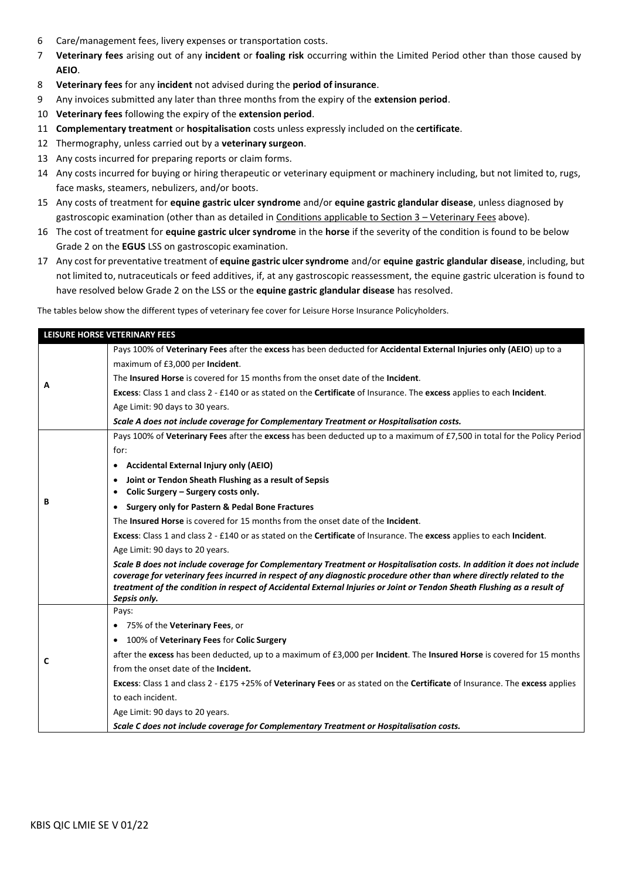6 Care/management fees, livery expenses or transportation costs.
7 **Veterinary fees** arising out of any **incident** or **foaling risk** occurring within the Limited Period other than those caused by **AEIO**.
8 **Veterinary fees** for any **incident** not advised during the **period of insurance**.
9 Any invoices submitted any later than three months from the expiry of the **extension period**.
10 **Veterinary fees** following the expiry of the **extension period**.
11 **Complementary treatment** or **hospitalisation** costs unless expressly included on the **certificate**.
12 Thermography, unless carried out by a **veterinary surgeon**.
13 Any costs incurred for preparing reports or claim forms.
14 Any costs incurred for buying or hiring therapeutic or veterinary equipment or machinery including, but not limited to, rugs, face masks, steamers, nebulizers, and/or boots.
15 Any costs of treatment for **equine gastric ulcer syndrome** and/or **equine gastric glandular disease**, unless diagnosed by gastroscopic examination (other than as detailed in Conditions applicable to Section 3 – Veterinary Fees above).
16 The cost of treatment for **equine gastric ulcer syndrome** in the **horse** if the severity of the condition is found to be below Grade 2 on the **EGUS** LSS on gastroscopic examination.
17 Any cost for preventative treatment of **equine gastric ulcer syndrome** and/or **equine gastric glandular disease**, including, but not limited to, nutraceuticals or feed additives, if, at any gastroscopic reassessment, the equine gastric ulceration is found to have resolved below Grade 2 on the LSS or the **equine gastric glandular disease** has resolved.

The tables below show the different types of veterinary fee cover for Leisure Horse Insurance Policyholders.

| **LEISURE HORSE VETERINARY FEES** | |
|---|---|
| **A** | Pays 100% of **Veterinary Fees** after the **excess** has been deducted for **Accidental External Injuries only (AEIO**) up to a maximum of £3,000 per **Incident**.<br>The **Insured Horse** is covered for 15 months from the onset date of the **Incident**.<br>**Excess**: Class 1 and class 2 - £140 or as stated on the **Certificate** of Insurance. The **excess** applies to each **Incident**.<br>Age Limit: 90 days to 30 years.<br>***Scale A does not include coverage for Complementary Treatment or Hospitalisation costs.*** |
| **B** | Pays 100% of **Veterinary Fees** after the **excess** has been deducted up to a maximum of £7,500 in total for the Policy Period for:<br>• **Accidental External Injury only (AEIO)**<br>• **Joint or Tendon Sheath Flushing as a result of Sepsis**<br>• **Colic Surgery – Surgery costs only.**<br>• **Surgery only for Pastern & Pedal Bone Fractures**<br>The **Insured Horse** is covered for 15 months from the onset date of the **Incident**.<br>**Excess**: Class 1 and class 2 - £140 or as stated on the **Certificate** of Insurance. The **excess** applies to each **Incident**.<br>Age Limit: 90 days to 20 years.<br>***Scale B does not include coverage for Complementary Treatment or Hospitalisation costs. In addition it does not include coverage for veterinary fees incurred in respect of any diagnostic procedure other than where directly related to the treatment of the condition in respect of Accidental External Injuries or Joint or Tendon Sheath Flushing as a result of Sepsis only.*** |
| **C** | Pays:<br>• 75% of the **Veterinary Fees**, or<br>• 100% of **Veterinary Fees** for **Colic Surgery**<br>after the **excess** has been deducted, up to a maximum of £3,000 per **Incident**. The **Insured Horse** is covered for 15 months from the onset date of the **Incident.**<br>**Excess**: Class 1 and class 2 - £175 +25% of **Veterinary Fees** or as stated on the **Certificate** of Insurance. The **excess** applies to each incident.<br>Age Limit: 90 days to 20 years.<br>***Scale C does not include coverage for Complementary Treatment or Hospitalisation costs.*** |

KBIS QIC LMIE SE V 01/22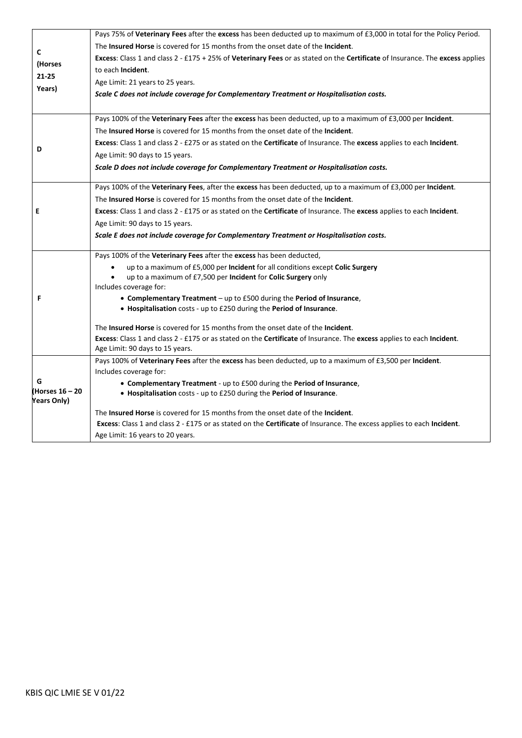| | |
|---|---|
| **C (Horses 21-25 Years)** | Pays 75% of **Veterinary Fees** after the **excess** has been deducted up to maximum of £3,000 in total for the Policy Period.<br>The **Insured Horse** is covered for 15 months from the onset date of the **Incident**.<br>**Excess**: Class 1 and class 2 - £175 + 25% of **Veterinary Fees** or as stated on the **Certificate** of Insurance. The **excess** applies to each **Incident**.<br>Age Limit: 21 years to 25 years.<br>***Scale C does not include coverage for Complementary Treatment or Hospitalisation costs.*** |
| **D** | Pays 100% of the **Veterinary Fees** after the **excess** has been deducted, up to a maximum of £3,000 per **Incident**.<br>The **Insured Horse** is covered for 15 months from the onset date of the **Incident**.<br>**Excess**: Class 1 and class 2 - £275 or as stated on the **Certificate** of Insurance. The **excess** applies to each **Incident**.<br>Age Limit: 90 days to 15 years.<br>***Scale D does not include coverage for Complementary Treatment or Hospitalisation costs.*** |
| **E** | Pays 100% of the **Veterinary Fees**, after the **excess** has been deducted, up to a maximum of £3,000 per **Incident**.<br>The **Insured Horse** is covered for 15 months from the onset date of the **Incident**.<br>**Excess**: Class 1 and class 2 - £175 or as stated on the **Certificate** of Insurance. The **excess** applies to each **Incident**.<br>Age Limit: 90 days to 15 years.<br>***Scale E does not include coverage for Complementary Treatment or Hospitalisation costs.*** |
| **F** | Pays 100% of the **Veterinary Fees** after the **excess** has been deducted,<br>• up to a maximum of £5,000 per **Incident** for all conditions except **Colic Surgery**<br>• up to a maximum of £7,500 per **Incident** for **Colic Surgery** only<br>Includes coverage for:<br>• **Complementary Treatment** – up to £500 during the **Period of Insurance**,<br>• **Hospitalisation** costs - up to £250 during the **Period of Insurance**.<br><br>The **Insured Horse** is covered for 15 months from the onset date of the **Incident**.<br>**Excess**: Class 1 and class 2 - £175 or as stated on the **Certificate** of Insurance. The **excess** applies to each **Incident**.<br>Age Limit: 90 days to 15 years. |
| **G (Horses 16 – 20 Years Only)** | Pays 100% of **Veterinary Fees** after the **excess** has been deducted, up to a maximum of £3,500 per **Incident**.<br>Includes coverage for:<br>• **Complementary Treatment** - up to £500 during the **Period of Insurance**,<br>• **Hospitalisation** costs - up to £250 during the **Period of Insurance**.<br><br>The **Insured Horse** is covered for 15 months from the onset date of the **Incident**.<br>**Excess**: Class 1 and class 2 - £175 or as stated on the **Certificate** of Insurance. The excess applies to each **Incident**.<br>Age Limit: 16 years to 20 years. |

KBIS QIC LMIE SE V 01/22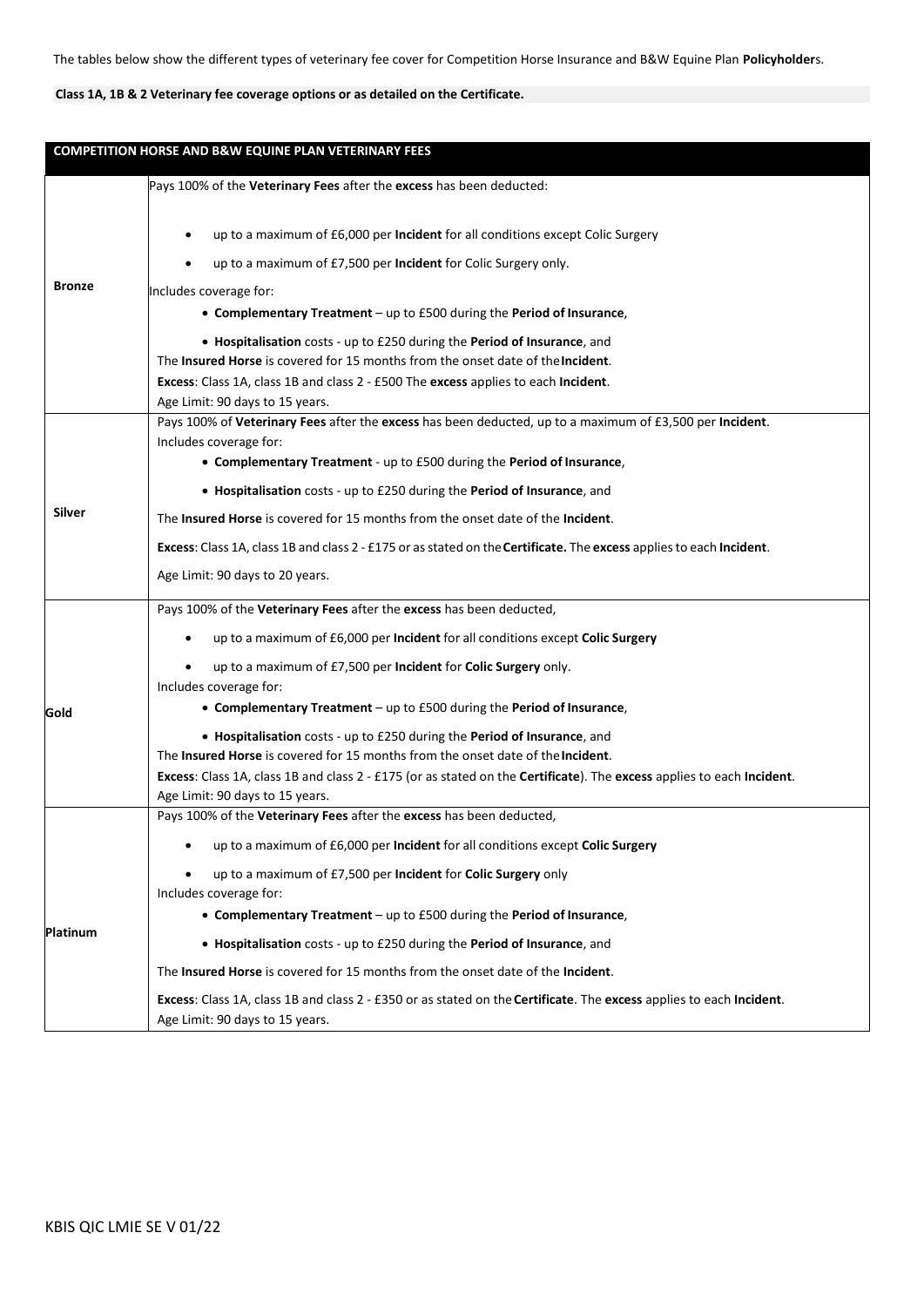The tables below show the different types of veterinary fee cover for Competition Horse Insurance and B&W Equine Plan **Policyholder**s.

**Class 1A, 1B & 2 Veterinary fee coverage options or as detailed on the Certificate.**

| **COMPETITION HORSE AND B&W EQUINE PLAN VETERINARY FEES** | |
|---|---|
| **Bronze** | Pays 100% of the **Veterinary Fees** after the **excess** has been deducted:<br>• up to a maximum of £6,000 per **Incident** for all conditions except Colic Surgery<br>• up to a maximum of £7,500 per **Incident** for Colic Surgery only.<br>Includes coverage for:<br>• **Complementary Treatment** – up to £500 during the **Period of Insurance**,<br>• **Hospitalisation** costs - up to £250 during the **Period of Insurance**, and<br>The **Insured Horse** is covered for 15 months from the onset date of the **Incident**.<br>**Excess**: Class 1A, class 1B and class 2 - £500 The **excess** applies to each **Incident**.<br>Age Limit: 90 days to 15 years. |
| **Silver** | Pays 100% of **Veterinary Fees** after the **excess** has been deducted, up to a maximum of £3,500 per **Incident**.<br>Includes coverage for:<br>• **Complementary Treatment** - up to £500 during the **Period of Insurance**,<br>• **Hospitalisation** costs - up to £250 during the **Period of Insurance**, and<br>The **Insured Horse** is covered for 15 months from the onset date of the **Incident**.<br>**Excess**: Class 1A, class 1B and class 2 - £175 or as stated on the **Certificate.** The **excess** applies to each **Incident**.<br>Age Limit: 90 days to 20 years. |
| **Gold** | Pays 100% of the **Veterinary Fees** after the **excess** has been deducted,<br>• up to a maximum of £6,000 per **Incident** for all conditions except **Colic Surgery**<br>• up to a maximum of £7,500 per **Incident** for **Colic Surgery** only.<br>Includes coverage for:<br>• **Complementary Treatment** – up to £500 during the **Period of Insurance**,<br>• **Hospitalisation** costs - up to £250 during the **Period of Insurance**, and<br>The **Insured Horse** is covered for 15 months from the onset date of the **Incident**.<br>**Excess**: Class 1A, class 1B and class 2 - £175 (or as stated on the **Certificate**). The **excess** applies to each **Incident**.<br>Age Limit: 90 days to 15 years. |
| **Platinum** | Pays 100% of the **Veterinary Fees** after the **excess** has been deducted,<br>• up to a maximum of £6,000 per **Incident** for all conditions except **Colic Surgery**<br>• up to a maximum of £7,500 per **Incident** for **Colic Surgery** only<br>Includes coverage for:<br>• **Complementary Treatment** – up to £500 during the **Period of Insurance**,<br>• **Hospitalisation** costs - up to £250 during the **Period of Insurance**, and<br>The **Insured Horse** is covered for 15 months from the onset date of the **Incident**.<br>**Excess**: Class 1A, class 1B and class 2 - £350 or as stated on the **Certificate**. The **excess** applies to each **Incident**.<br>Age Limit: 90 days to 15 years. |

KBIS QIC LMIE SE V 01/22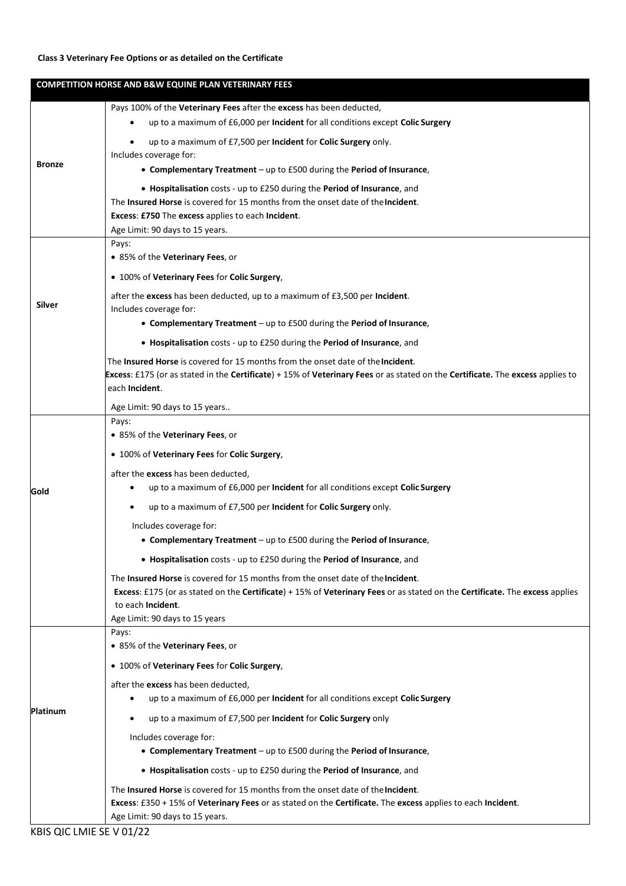**Class 3 Veterinary Fee Options or as detailed on the Certificate**

| COMPETITION HORSE AND B&W EQUINE PLAN VETERINARY FEES | |
|---|---|
| **Bronze** | Pays 100% of the **Veterinary Fees** after the **excess** has been deducted,<br>• up to a maximum of £6,000 per **Incident** for all conditions except **Colic Surgery**<br>• up to a maximum of £7,500 per **Incident** for **Colic Surgery** only.<br>Includes coverage for:<br>• **Complementary Treatment** – up to £500 during the **Period of Insurance**,<br>• **Hospitalisation** costs - up to £250 during the **Period of Insurance**, and<br>The **Insured Horse** is covered for 15 months from the onset date of the **Incident**.<br>**Excess**: **£750** The **excess** applies to each **Incident**.<br>Age Limit: 90 days to 15 years. |
| **Silver** | Pays:<br>• 85% of the **Veterinary Fees**, or<br>• 100% of **Veterinary Fees** for **Colic Surgery**,<br>after the **excess** has been deducted, up to a maximum of £3,500 per **Incident**.<br>Includes coverage for:<br>• **Complementary Treatment** – up to £500 during the **Period of Insurance**,<br>• **Hospitalisation** costs - up to £250 during the **Period of Insurance**, and<br>The **Insured Horse** is covered for 15 months from the onset date of the **Incident**.<br>**Excess**: £175 (or as stated in the **Certificate**) + 15% of **Veterinary Fees** or as stated on the **Certificate.** The **excess** applies to each **Incident**.<br>Age Limit: 90 days to 15 years.. |
| **Gold** | Pays:<br>• 85% of the **Veterinary Fees**, or<br>• 100% of **Veterinary Fees** for **Colic Surgery**,<br>after the **excess** has been deducted,<br>• up to a maximum of £6,000 per **Incident** for all conditions except **Colic Surgery**<br>• up to a maximum of £7,500 per **Incident** for **Colic Surgery** only.<br>Includes coverage for:<br>• **Complementary Treatment** – up to £500 during the **Period of Insurance**,<br>• **Hospitalisation** costs - up to £250 during the **Period of Insurance**, and<br>The **Insured Horse** is covered for 15 months from the onset date of the **Incident**.<br>**Excess**: £175 (or as stated on the **Certificate**) + 15% of **Veterinary Fees** or as stated on the **Certificate.** The **excess** applies to each **Incident**.<br>Age Limit: 90 days to 15 years |
| **Platinum** | Pays:<br>• 85% of the **Veterinary Fees**, or<br>• 100% of **Veterinary Fees** for **Colic Surgery**,<br>after the **excess** has been deducted,<br>• up to a maximum of £6,000 per **Incident** for all conditions except **Colic Surgery**<br>• up to a maximum of £7,500 per **Incident** for **Colic Surgery** only<br>Includes coverage for:<br>• **Complementary Treatment** – up to £500 during the **Period of Insurance**,<br>• **Hospitalisation** costs - up to £250 during the **Period of Insurance**, and<br>The **Insured Horse** is covered for 15 months from the onset date of the **Incident**.<br>**Excess**: £350 + 15% of **Veterinary Fees** or as stated on the **Certificate.** The **excess** applies to each **Incident**.<br>Age Limit: 90 days to 15 years. |

KBIS QIC LMIE SE V 01/22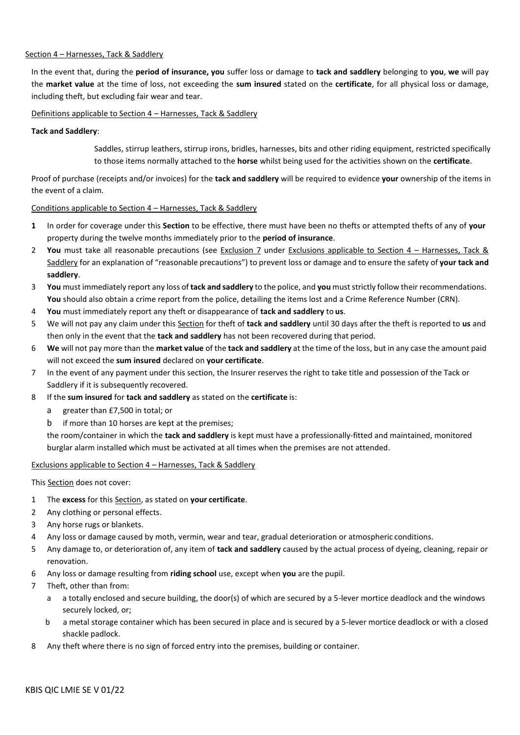Section 4 – Harnesses, Tack & Saddlery

In the event that, during the **period of insurance, you** suffer loss or damage to **tack and saddlery** belonging to **you**, **we** will pay the **market value** at the time of loss, not exceeding the **sum insured** stated on the **certificate**, for all physical loss or damage, including theft, but excluding fair wear and tear.

Definitions applicable to Section 4 – Harnesses, Tack & Saddlery

**Tack and Saddlery**:

Saddles, stirrup leathers, stirrup irons, bridles, harnesses, bits and other riding equipment, restricted specifically to those items normally attached to the **horse** whilst being used for the activities shown on the **certificate**.

Proof of purchase (receipts and/or invoices) for the **tack and saddlery** will be required to evidence **your** ownership of the items in the event of a claim.

Conditions applicable to Section 4 – Harnesses, Tack & Saddlery

1. In order for coverage under this **Section** to be effective, there must have been no thefts or attempted thefts of any of **your** property during the twelve months immediately prior to the **period of insurance**.
2. **You** must take all reasonable precautions (see Exclusion 7 under Exclusions applicable to Section 4 – Harnesses, Tack & Saddlery for an explanation of "reasonable precautions") to prevent loss or damage and to ensure the safety of **your tack and saddlery**.
3. **You** must immediately report any loss of **tack and saddlery** to the police, and **you** must strictly follow their recommendations. **You** should also obtain a crime report from the police, detailing the items lost and a Crime Reference Number (CRN).
4. **You** must immediately report any theft or disappearance of **tack and saddlery** to **us**.
5. We will not pay any claim under this Section for theft of **tack and saddlery** until 30 days after the theft is reported to **us** and then only in the event that the **tack and saddlery** has not been recovered during that period.
6. **We** will not pay more than the **market value** of the **tack and saddlery** at the time of the loss, but in any case the amount paid will not exceed the **sum insured** declared on **your certificate**.
7. In the event of any payment under this section, the Insurer reserves the right to take title and possession of the Tack or Saddlery if it is subsequently recovered.
8. If the **sum insured** for **tack and saddlery** as stated on the **certificate** is:
   a. greater than £7,500 in total; or
   b. if more than 10 horses are kept at the premises;

   the room/container in which the **tack and saddlery** is kept must have a professionally-fitted and maintained, monitored burglar alarm installed which must be activated at all times when the premises are not attended.

Exclusions applicable to Section 4 – Harnesses, Tack & Saddlery

This Section does not cover:

1. The **excess** for this Section, as stated on **your certificate**.
2. Any clothing or personal effects.
3. Any horse rugs or blankets.
4. Any loss or damage caused by moth, vermin, wear and tear, gradual deterioration or atmospheric conditions.
5. Any damage to, or deterioration of, any item of **tack and saddlery** caused by the actual process of dyeing, cleaning, repair or renovation.
6. Any loss or damage resulting from **riding school** use, except when **you** are the pupil.
7. Theft, other than from:
   a. a totally enclosed and secure building, the door(s) of which are secured by a 5-lever mortice deadlock and the windows securely locked, or;
   b. a metal storage container which has been secured in place and is secured by a 5-lever mortice deadlock or with a closed shackle padlock.
8. Any theft where there is no sign of forced entry into the premises, building or container.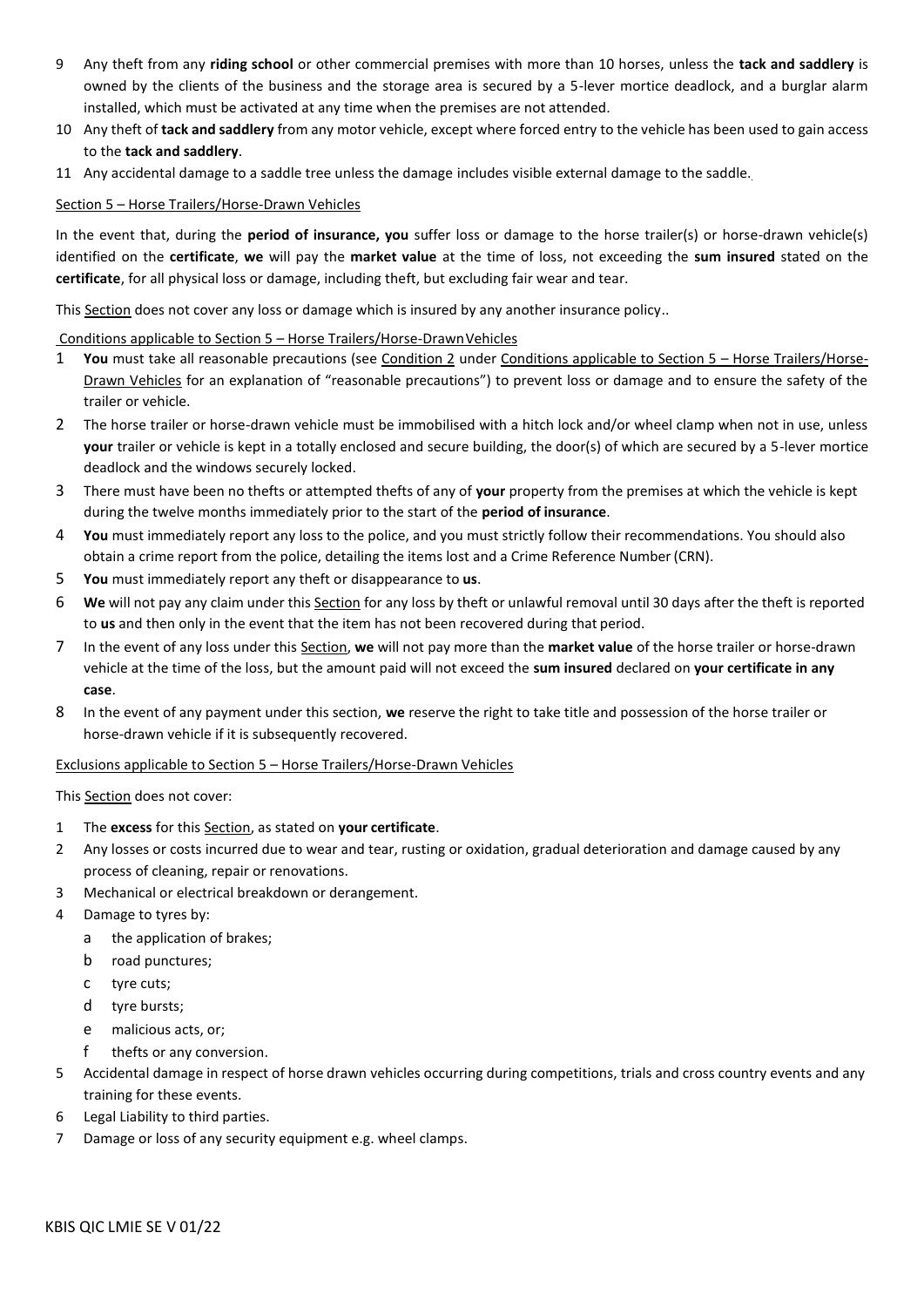9 Any theft from any **riding school** or other commercial premises with more than 10 horses, unless the **tack and saddlery** is owned by the clients of the business and the storage area is secured by a 5-lever mortice deadlock, and a burglar alarm installed, which must be activated at any time when the premises are not attended.

10 Any theft of **tack and saddlery** from any motor vehicle, except where forced entry to the vehicle has been used to gain access to the **tack and saddlery**.

11 Any accidental damage to a saddle tree unless the damage includes visible external damage to the saddle.

Section 5 – Horse Trailers/Horse-Drawn Vehicles

In the event that, during the **period of insurance, you** suffer loss or damage to the horse trailer(s) or horse-drawn vehicle(s) identified on the **certificate**, **we** will pay the **market value** at the time of loss, not exceeding the **sum insured** stated on the **certificate**, for all physical loss or damage, including theft, but excluding fair wear and tear.

This Section does not cover any loss or damage which is insured by any another insurance policy..

Conditions applicable to Section 5 – Horse Trailers/Horse-Drawn Vehicles

1. **You** must take all reasonable precautions (see Condition 2 under Conditions applicable to Section 5 – Horse Trailers/Horse-Drawn Vehicles for an explanation of "reasonable precautions") to prevent loss or damage and to ensure the safety of the trailer or vehicle.
2. The horse trailer or horse-drawn vehicle must be immobilised with a hitch lock and/or wheel clamp when not in use, unless **your** trailer or vehicle is kept in a totally enclosed and secure building, the door(s) of which are secured by a 5-lever mortice deadlock and the windows securely locked.
3. There must have been no thefts or attempted thefts of any of **your** property from the premises at which the vehicle is kept during the twelve months immediately prior to the start of the **period of insurance**.
4. **You** must immediately report any loss to the police, and you must strictly follow their recommendations. You should also obtain a crime report from the police, detailing the items lost and a Crime Reference Number (CRN).
5. **You** must immediately report any theft or disappearance to **us**.
6. **We** will not pay any claim under this Section for any loss by theft or unlawful removal until 30 days after the theft is reported to **us** and then only in the event that the item has not been recovered during that period.
7. In the event of any loss under this Section, **we** will not pay more than the **market value** of the horse trailer or horse-drawn vehicle at the time of the loss, but the amount paid will not exceed the **sum insured** declared on **your certificate in any case**.
8. In the event of any payment under this section, **we** reserve the right to take title and possession of the horse trailer or horse-drawn vehicle if it is subsequently recovered.

Exclusions applicable to Section 5 – Horse Trailers/Horse-Drawn Vehicles

This Section does not cover:

1. The **excess** for this Section, as stated on **your certificate**.
2. Any losses or costs incurred due to wear and tear, rusting or oxidation, gradual deterioration and damage caused by any process of cleaning, repair or renovations.
3. Mechanical or electrical breakdown or derangement.
4. Damage to tyres by:
   - a the application of brakes;
   - b road punctures;
   - c tyre cuts;
   - d tyre bursts;
   - e malicious acts, or;
   - f thefts or any conversion.
5. Accidental damage in respect of horse drawn vehicles occurring during competitions, trials and cross country events and any training for these events.
6. Legal Liability to third parties.
7. Damage or loss of any security equipment e.g. wheel clamps.

KBIS QIC LMIE SE V 01/22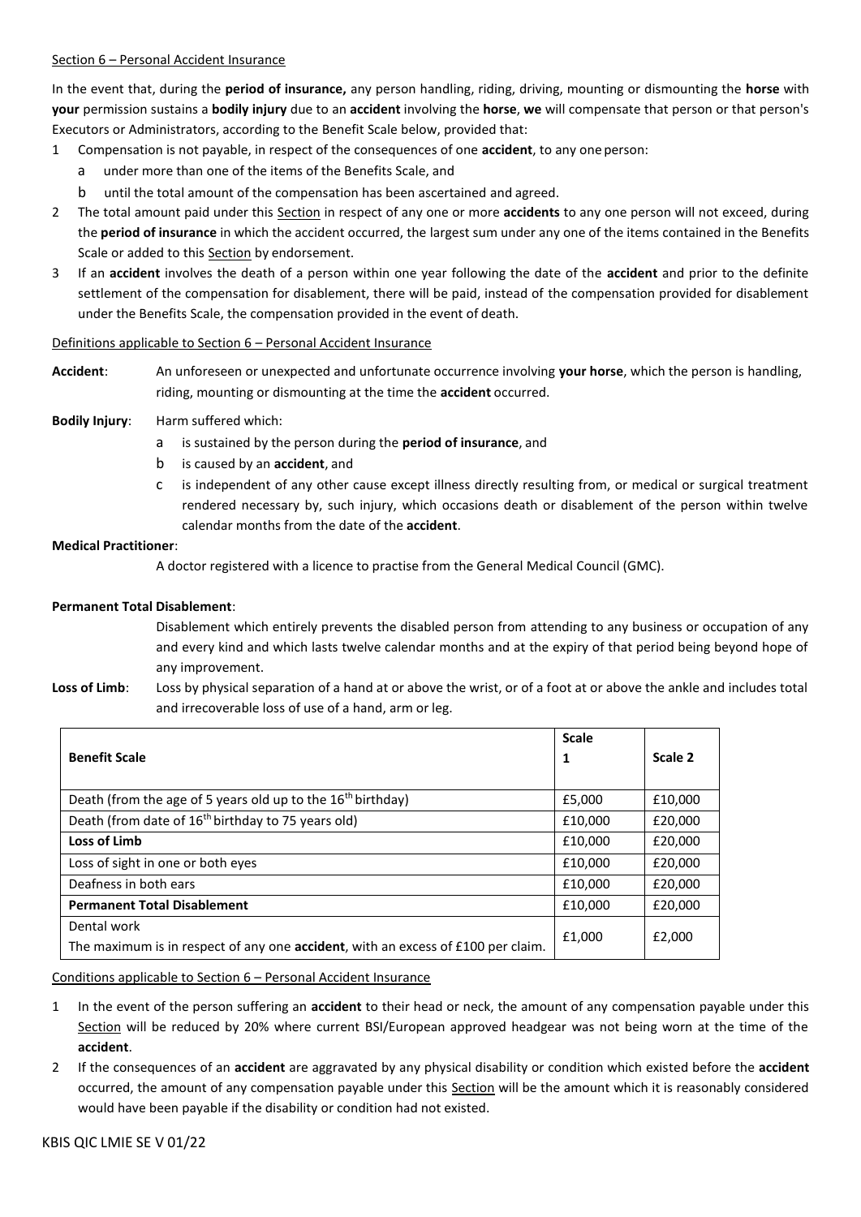Section 6 – Personal Accident Insurance

In the event that, during the **period of insurance,** any person handling, riding, driving, mounting or dismounting the **horse** with **your** permission sustains a **bodily injury** due to an **accident** involving the **horse**, **we** will compensate that person or that person's Executors or Administrators, according to the Benefit Scale below, provided that:

1. Compensation is not payable, in respect of the consequences of one **accident**, to any one person:
   a. under more than one of the items of the Benefits Scale, and
   b. until the total amount of the compensation has been ascertained and agreed.
2. The total amount paid under this Section in respect of any one or more **accidents** to any one person will not exceed, during the **period of insurance** in which the accident occurred, the largest sum under any one of the items contained in the Benefits Scale or added to this Section by endorsement.
3. If an **accident** involves the death of a person within one year following the date of the **accident** and prior to the definite settlement of the compensation for disablement, there will be paid, instead of the compensation provided for disablement under the Benefits Scale, the compensation provided in the event of death.

Definitions applicable to Section 6 – Personal Accident Insurance

**Accident**: An unforeseen or unexpected and unfortunate occurrence involving **your horse**, which the person is handling, riding, mounting or dismounting at the time the **accident** occurred.

**Bodily Injury**: Harm suffered which:

a. is sustained by the person during the **period of insurance**, and
b. is caused by an **accident**, and
c. is independent of any other cause except illness directly resulting from, or medical or surgical treatment rendered necessary by, such injury, which occasions death or disablement of the person within twelve calendar months from the date of the **accident**.

**Medical Practitioner**:

A doctor registered with a licence to practise from the General Medical Council (GMC).

**Permanent Total Disablement**:

Disablement which entirely prevents the disabled person from attending to any business or occupation of any and every kind and which lasts twelve calendar months and at the expiry of that period being beyond hope of any improvement.

**Loss of Limb**: Loss by physical separation of a hand at or above the wrist, or of a foot at or above the ankle and includes total and irrecoverable loss of use of a hand, arm or leg.

| **Benefit Scale** | **Scale 1** | **Scale 2** |
|---|---|---|
| Death (from the age of 5 years old up to the 16th birthday) | £5,000 | £10,000 |
| Death (from date of 16th birthday to 75 years old) | £10,000 | £20,000 |
| **Loss of Limb** | £10,000 | £20,000 |
| Loss of sight in one or both eyes | £10,000 | £20,000 |
| Deafness in both ears | £10,000 | £20,000 |
| **Permanent Total Disablement** | £10,000 | £20,000 |
| Dental work<br>The maximum is in respect of any one **accident**, with an excess of £100 per claim. | £1,000 | £2,000 |

Conditions applicable to Section 6 – Personal Accident Insurance

1. In the event of the person suffering an **accident** to their head or neck, the amount of any compensation payable under this Section will be reduced by 20% where current BSI/European approved headgear was not being worn at the time of the **accident**.
2. If the consequences of an **accident** are aggravated by any physical disability or condition which existed before the **accident** occurred, the amount of any compensation payable under this Section will be the amount which it is reasonably considered would have been payable if the disability or condition had not existed.

KBIS QIC LMIE SE V 01/22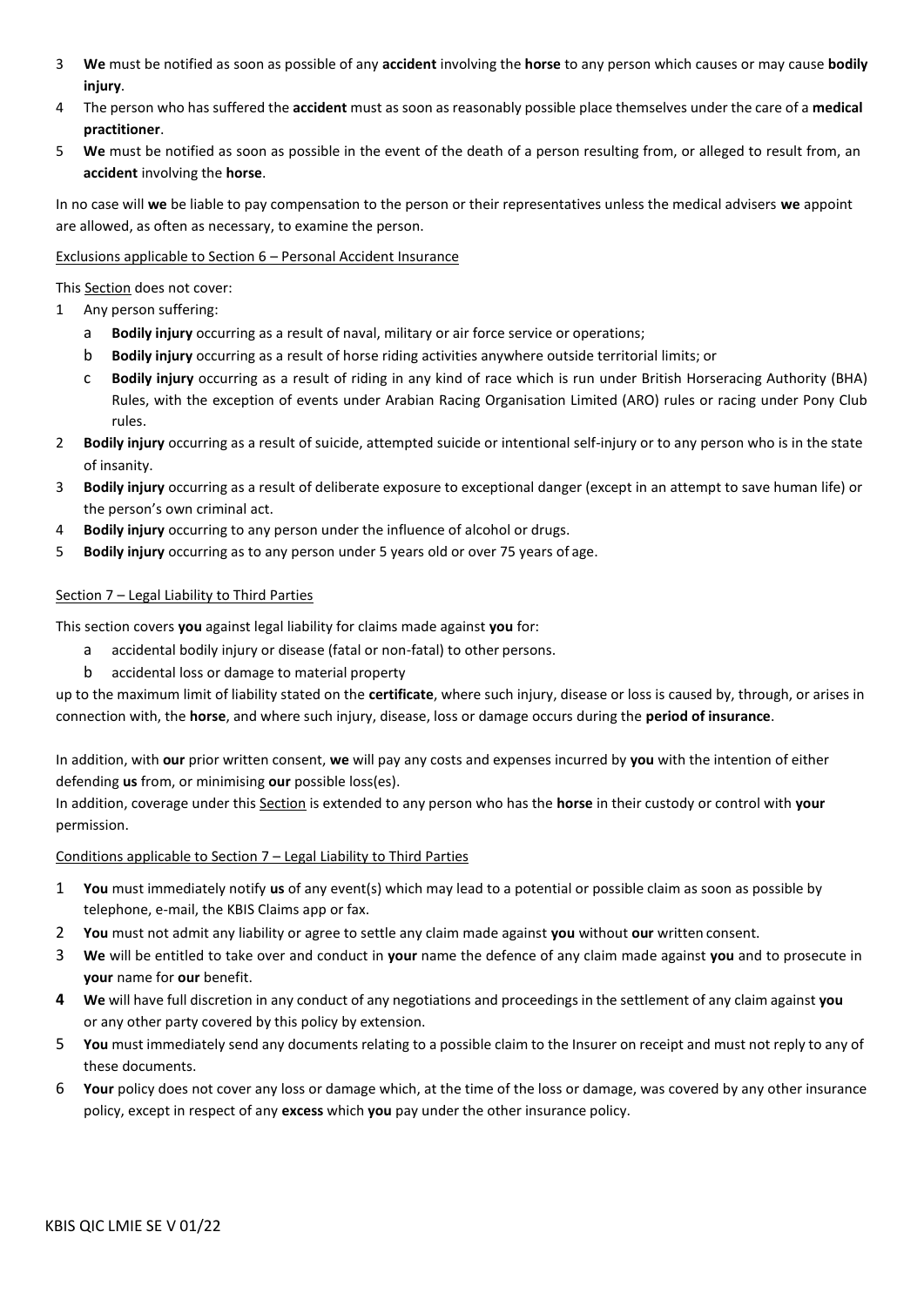3 **We** must be notified as soon as possible of any **accident** involving the **horse** to any person which causes or may cause **bodily injury**.

4 The person who has suffered the **accident** must as soon as reasonably possible place themselves under the care of a **medical practitioner**.

5 **We** must be notified as soon as possible in the event of the death of a person resulting from, or alleged to result from, an **accident** involving the **horse**.

In no case will **we** be liable to pay compensation to the person or their representatives unless the medical advisers **we** appoint are allowed, as often as necessary, to examine the person.

<u>Exclusions applicable to Section 6 – Personal Accident Insurance</u>

This <u>Section</u> does not cover:

1 Any person suffering:
   - a **Bodily injury** occurring as a result of naval, military or air force service or operations;
   - b **Bodily injury** occurring as a result of horse riding activities anywhere outside territorial limits; or
   - c **Bodily injury** occurring as a result of riding in any kind of race which is run under British Horseracing Authority (BHA) Rules, with the exception of events under Arabian Racing Organisation Limited (ARO) rules or racing under Pony Club rules.

2 **Bodily injury** occurring as a result of suicide, attempted suicide or intentional self-injury or to any person who is in the state of insanity.

3 **Bodily injury** occurring as a result of deliberate exposure to exceptional danger (except in an attempt to save human life) or the person's own criminal act.

4 **Bodily injury** occurring to any person under the influence of alcohol or drugs.

5 **Bodily injury** occurring as to any person under 5 years old or over 75 years of age.

<u>Section 7 – Legal Liability to Third Parties</u>

This section covers **you** against legal liability for claims made against **you** for:

- a accidental bodily injury or disease (fatal or non-fatal) to other persons.
- b accidental loss or damage to material property

up to the maximum limit of liability stated on the **certificate**, where such injury, disease or loss is caused by, through, or arises in connection with, the **horse**, and where such injury, disease, loss or damage occurs during the **period of insurance**.

In addition, with **our** prior written consent, **we** will pay any costs and expenses incurred by **you** with the intention of either defending **us** from, or minimising **our** possible loss(es).

In addition, coverage under this <u>Section</u> is extended to any person who has the **horse** in their custody or control with **your** permission.

<u>Conditions applicable to Section 7 – Legal Liability to Third Parties</u>

1 **You** must immediately notify **us** of any event(s) which may lead to a potential or possible claim as soon as possible by telephone, e-mail, the KBIS Claims app or fax.

2 **You** must not admit any liability or agree to settle any claim made against **you** without **our** written consent.

3 **We** will be entitled to take over and conduct in **your** name the defence of any claim made against **you** and to prosecute in **your** name for **our** benefit.

**4** **We** will have full discretion in any conduct of any negotiations and proceedings in the settlement of any claim against **you** or any other party covered by this policy by extension.

5 **You** must immediately send any documents relating to a possible claim to the Insurer on receipt and must not reply to any of these documents.

6 **Your** policy does not cover any loss or damage which, at the time of the loss or damage, was covered by any other insurance policy, except in respect of any **excess** which **you** pay under the other insurance policy.

KBIS QIC LMIE SE V 01/22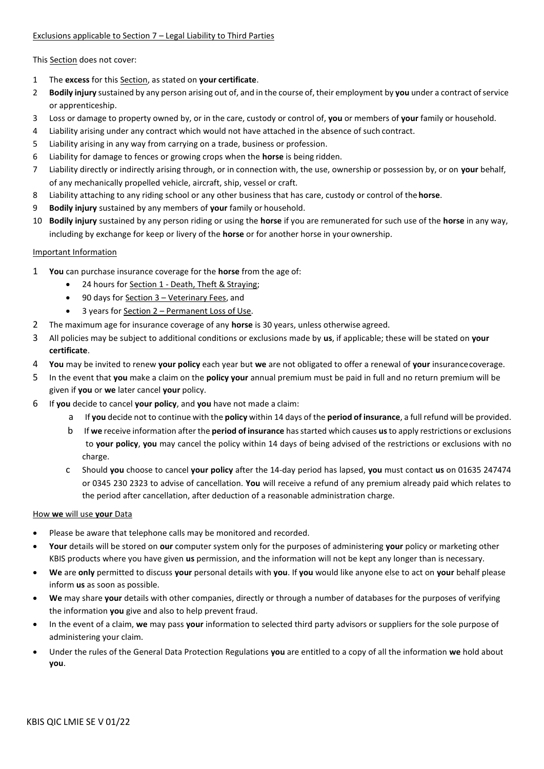Exclusions applicable to Section 7 – Legal Liability to Third Parties

This Section does not cover:

1. The **excess** for this Section, as stated on **your certificate**.
2. **Bodily injury** sustained by any person arising out of, and in the course of, their employment by **you** under a contract of service or apprenticeship.
3. Loss or damage to property owned by, or in the care, custody or control of, **you** or members of **your** family or household.
4. Liability arising under any contract which would not have attached in the absence of such contract.
5. Liability arising in any way from carrying on a trade, business or profession.
6. Liability for damage to fences or growing crops when the **horse** is being ridden.
7. Liability directly or indirectly arising through, or in connection with, the use, ownership or possession by, or on **your** behalf, of any mechanically propelled vehicle, aircraft, ship, vessel or craft.
8. Liability attaching to any riding school or any other business that has care, custody or control of the **horse**.
9. **Bodily injury** sustained by any members of **your** family or household.
10. **Bodily injury** sustained by any person riding or using the **horse** if you are remunerated for such use of the **horse** in any way, including by exchange for keep or livery of the **horse** or for another horse in your ownership.

Important Information

1. **You** can purchase insurance coverage for the **horse** from the age of:
   - 24 hours for Section 1 - Death, Theft & Straying;
   - 90 days for Section 3 – Veterinary Fees, and
   - 3 years for Section 2 – Permanent Loss of Use.
2. The maximum age for insurance coverage of any **horse** is 30 years, unless otherwise agreed.
3. All policies may be subject to additional conditions or exclusions made by **us**, if applicable; these will be stated on **your certificate**.
4. **You** may be invited to renew **your policy** each year but **we** are not obligated to offer a renewal of **your** insurance coverage.
5. In the event that **you** make a claim on the **policy your** annual premium must be paid in full and no return premium will be given if **you** or **we** later cancel **your** policy.
6. If **you** decide to cancel **your policy**, and **you** have not made a claim:
   a. If **you** decide not to continue with the **policy** within 14 days of the **period of insurance**, a full refund will be provided.
   b. If **we** receive information after the **period of insurance** has started which causes **us** to apply restrictions or exclusions to **your policy**, **you** may cancel the policy within 14 days of being advised of the restrictions or exclusions with no charge.
   c. Should **you** choose to cancel **your policy** after the 14-day period has lapsed, **you** must contact **us** on 01635 247474 or 0345 230 2323 to advise of cancellation. **You** will receive a refund of any premium already paid which relates to the period after cancellation, after deduction of a reasonable administration charge.

How **we** will use **your** Data

- Please be aware that telephone calls may be monitored and recorded.
- **Your** details will be stored on **our** computer system only for the purposes of administering **your** policy or marketing other KBIS products where you have given **us** permission, and the information will not be kept any longer than is necessary.
- **We** are **only** permitted to discuss **your** personal details with **you**. If **you** would like anyone else to act on **your** behalf please inform **us** as soon as possible.
- **We** may share **your** details with other companies, directly or through a number of databases for the purposes of verifying the information **you** give and also to help prevent fraud.
- In the event of a claim, **we** may pass **your** information to selected third party advisors or suppliers for the sole purpose of administering your claim.
- Under the rules of the General Data Protection Regulations **you** are entitled to a copy of all the information **we** hold about **you**.

KBIS QIC LMIE SE V 01/22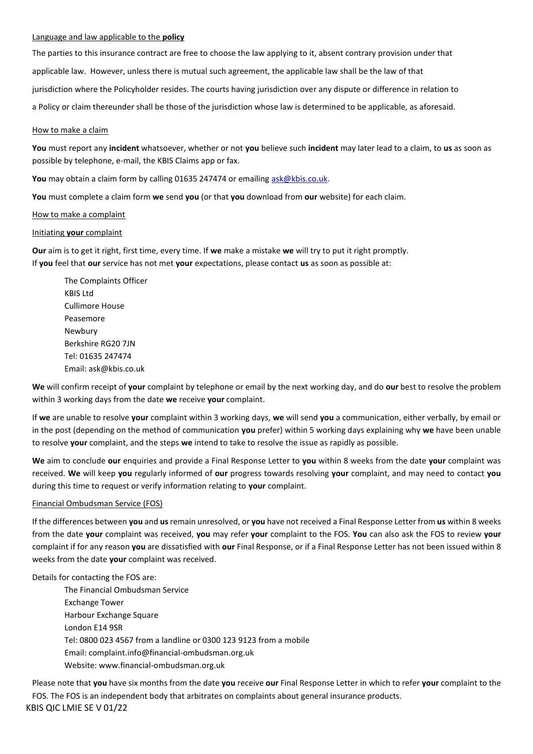Language and law applicable to the **policy**

The parties to this insurance contract are free to choose the law applying to it, absent contrary provision under that applicable law. However, unless there is mutual such agreement, the applicable law shall be the law of that jurisdiction where the Policyholder resides. The courts having jurisdiction over any dispute or difference in relation to a Policy or claim thereunder shall be those of the jurisdiction whose law is determined to be applicable, as aforesaid.

How to make a claim

**You** must report any **incident** whatsoever, whether or not **you** believe such **incident** may later lead to a claim, to **us** as soon as possible by telephone, e-mail, the KBIS Claims app or fax.

**You** may obtain a claim form by calling 01635 247474 or emailing ask@kbis.co.uk.

**You** must complete a claim form **we** send **you** (or that **you** download from **our** website) for each claim.

How to make a complaint

Initiating **your** complaint

**Our** aim is to get it right, first time, every time. If **we** make a mistake **we** will try to put it right promptly.
If **you** feel that **our** service has not met **your** expectations, please contact **us** as soon as possible at:

The Complaints Officer
KBIS Ltd
Cullimore House
Peasemore
Newbury
Berkshire RG20 7JN
Tel: 01635 247474
Email: ask@kbis.co.uk

**We** will confirm receipt of **your** complaint by telephone or email by the next working day, and do **our** best to resolve the problem within 3 working days from the date **we** receive **your** complaint.

If **we** are unable to resolve **your** complaint within 3 working days, **we** will send **you** a communication, either verbally, by email or in the post (depending on the method of communication **you** prefer) within 5 working days explaining why **we** have been unable to resolve **your** complaint, and the steps **we** intend to take to resolve the issue as rapidly as possible.

**We** aim to conclude **our** enquiries and provide a Final Response Letter to **you** within 8 weeks from the date **your** complaint was received. **We** will keep **you** regularly informed of **our** progress towards resolving **your** complaint, and may need to contact **you** during this time to request or verify information relating to **your** complaint.

Financial Ombudsman Service (FOS)

If the differences between **you** and **us** remain unresolved, or **you** have not received a Final Response Letter from **us** within 8 weeks from the date **your** complaint was received, **you** may refer **your** complaint to the FOS. **You** can also ask the FOS to review **your** complaint if for any reason **you** are dissatisfied with **our** Final Response, or if a Final Response Letter has not been issued within 8 weeks from the date **your** complaint was received.

Details for contacting the FOS are:

The Financial Ombudsman Service
Exchange Tower
Harbour Exchange Square
London E14 9SR
Tel: 0800 023 4567 from a landline or 0300 123 9123 from a mobile
Email: complaint.info@financial-ombudsman.org.uk
Website: www.financial-ombudsman.org.uk

Please note that **you** have six months from the date **you** receive **our** Final Response Letter in which to refer **your** complaint to the FOS. The FOS is an independent body that arbitrates on complaints about general insurance products.

KBIS QIC LMIE SE V 01/22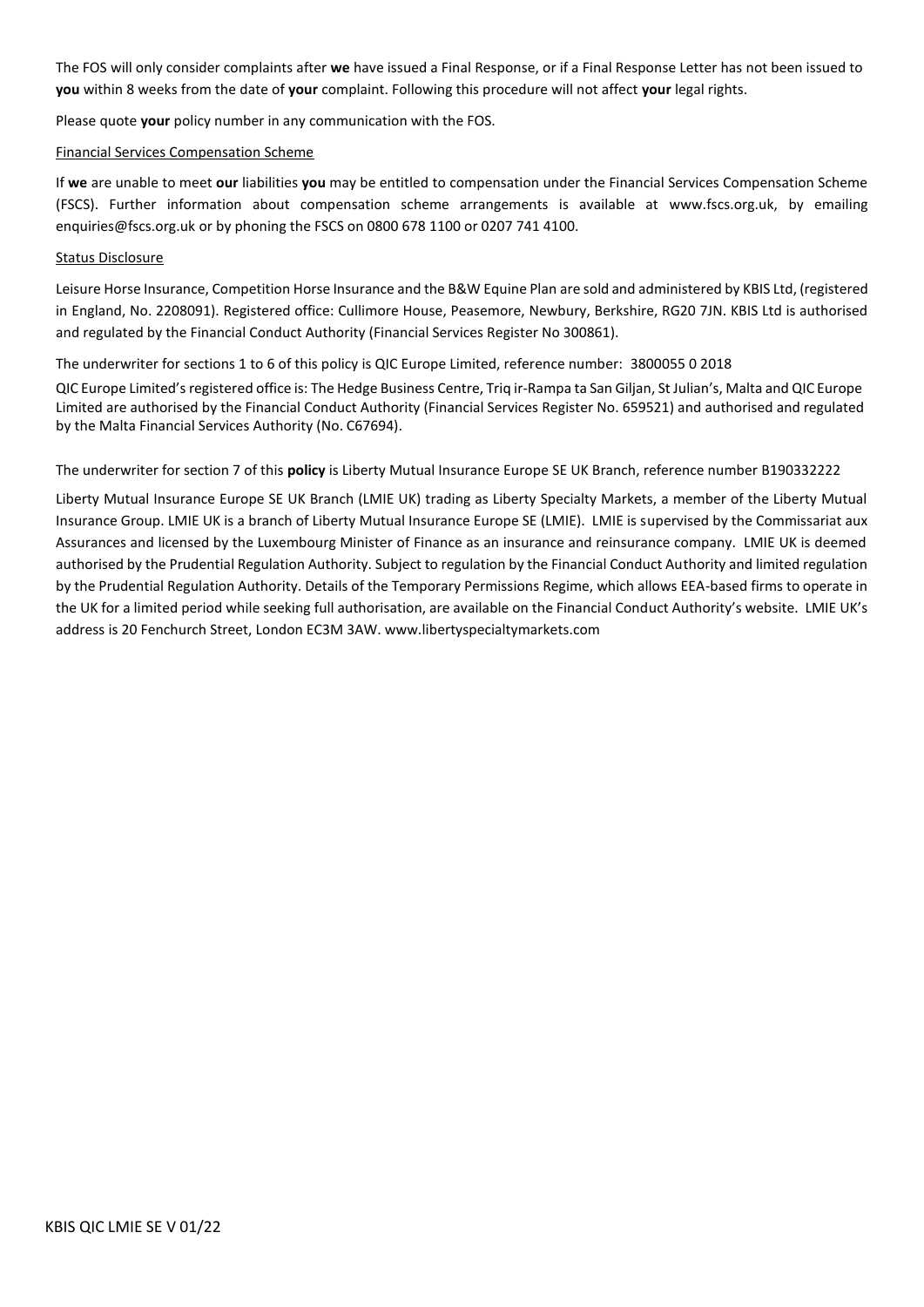The FOS will only consider complaints after **we** have issued a Final Response, or if a Final Response Letter has not been issued to **you** within 8 weeks from the date of **your** complaint. Following this procedure will not affect **your** legal rights.

Please quote **your** policy number in any communication with the FOS.

<u>Financial Services Compensation Scheme</u>

If **we** are unable to meet **our** liabilities **you** may be entitled to compensation under the Financial Services Compensation Scheme (FSCS). Further information about compensation scheme arrangements is available at www.fscs.org.uk, by emailing enquiries@fscs.org.uk or by phoning the FSCS on 0800 678 1100 or 0207 741 4100.

<u>Status Disclosure</u>

Leisure Horse Insurance, Competition Horse Insurance and the B&W Equine Plan are sold and administered by KBIS Ltd, (registered in England, No. 2208091). Registered office: Cullimore House, Peasemore, Newbury, Berkshire, RG20 7JN. KBIS Ltd is authorised and regulated by the Financial Conduct Authority (Financial Services Register No 300861).

The underwriter for sections 1 to 6 of this policy is QIC Europe Limited, reference number: 3800055 0 2018

QIC Europe Limited's registered office is: The Hedge Business Centre, Triq ir-Rampa ta San Giljan, St Julian's, Malta and QIC Europe Limited are authorised by the Financial Conduct Authority (Financial Services Register No. 659521) and authorised and regulated by the Malta Financial Services Authority (No. C67694).

The underwriter for section 7 of this **policy** is Liberty Mutual Insurance Europe SE UK Branch, reference number B190332222

Liberty Mutual Insurance Europe SE UK Branch (LMIE UK) trading as Liberty Specialty Markets, a member of the Liberty Mutual Insurance Group. LMIE UK is a branch of Liberty Mutual Insurance Europe SE (LMIE). LMIE is supervised by the Commissariat aux Assurances and licensed by the Luxembourg Minister of Finance as an insurance and reinsurance company. LMIE UK is deemed authorised by the Prudential Regulation Authority. Subject to regulation by the Financial Conduct Authority and limited regulation by the Prudential Regulation Authority. Details of the Temporary Permissions Regime, which allows EEA-based firms to operate in the UK for a limited period while seeking full authorisation, are available on the Financial Conduct Authority's website. LMIE UK's address is 20 Fenchurch Street, London EC3M 3AW. www.libertyspecialtymarkets.com

KBIS QIC LMIE SE V 01/22